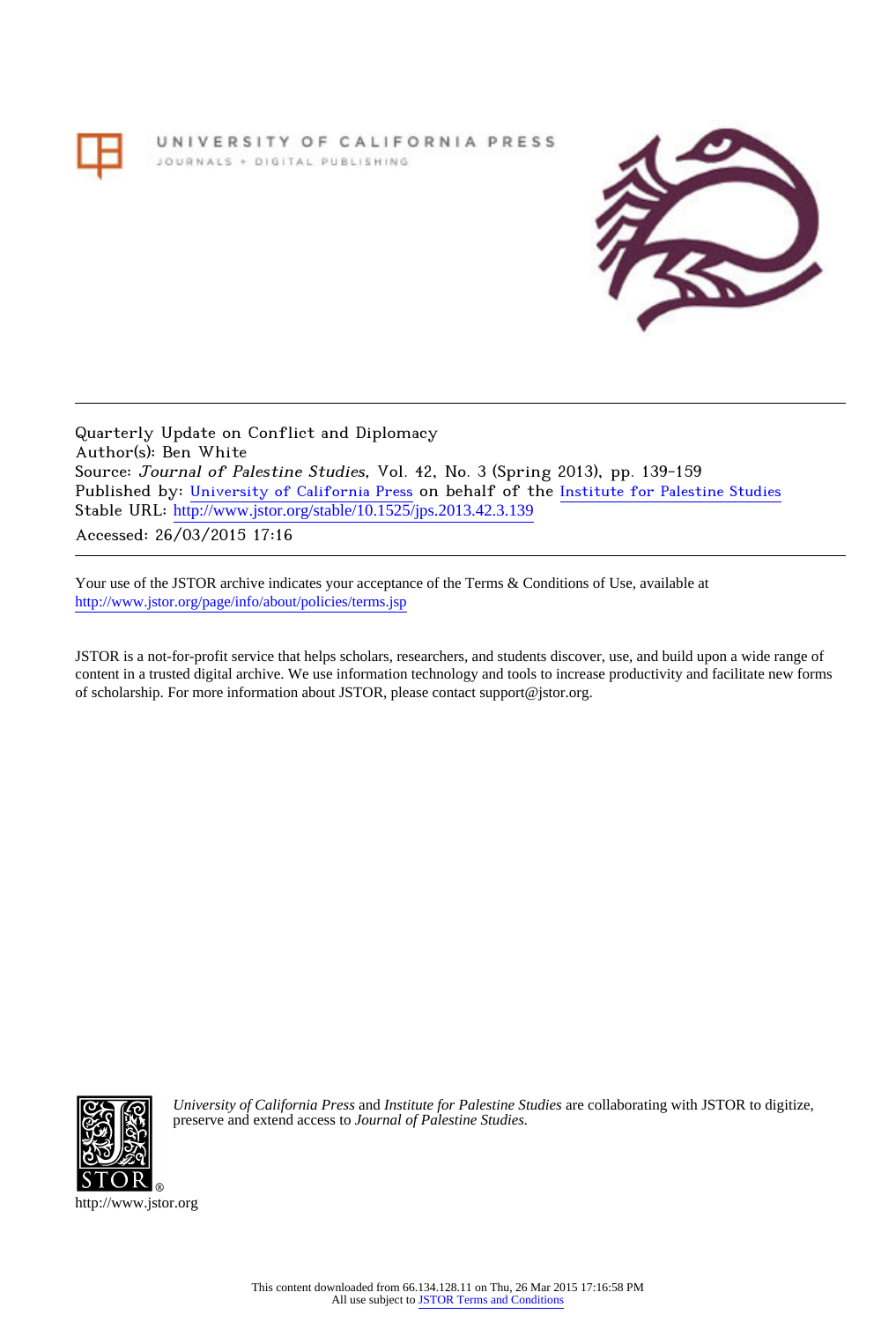UNIVERSITY OF CALIFORNIA PRESS
JOURNALS + DIGITAL PUBLISHING

Quarterly Update on Conflict and Diplomacy
Author(s): Ben White
Source: *Journal of Palestine Studies*, Vol. 42, No. 3 (Spring 2013), pp. 139-159
Published by: University of California Press on behalf of the Institute for Palestine Studies
Stable URL: http://www.jstor.org/stable/10.1525/jps.2013.42.3.139
Accessed: 26/03/2015 17:16

Your use of the JSTOR archive indicates your acceptance of the Terms & Conditions of Use, available at
http://www.jstor.org/page/info/about/policies/terms.jsp

JSTOR is a not-for-profit service that helps scholars, researchers, and students discover, use, and build upon a wide range of content in a trusted digital archive. We use information technology and tools to increase productivity and facilitate new forms of scholarship. For more information about JSTOR, please contact support@jstor.org.

*University of California Press* and *Institute for Palestine Studies* are collaborating with JSTOR to digitize, preserve and extend access to *Journal of Palestine Studies.*

http://www.jstor.org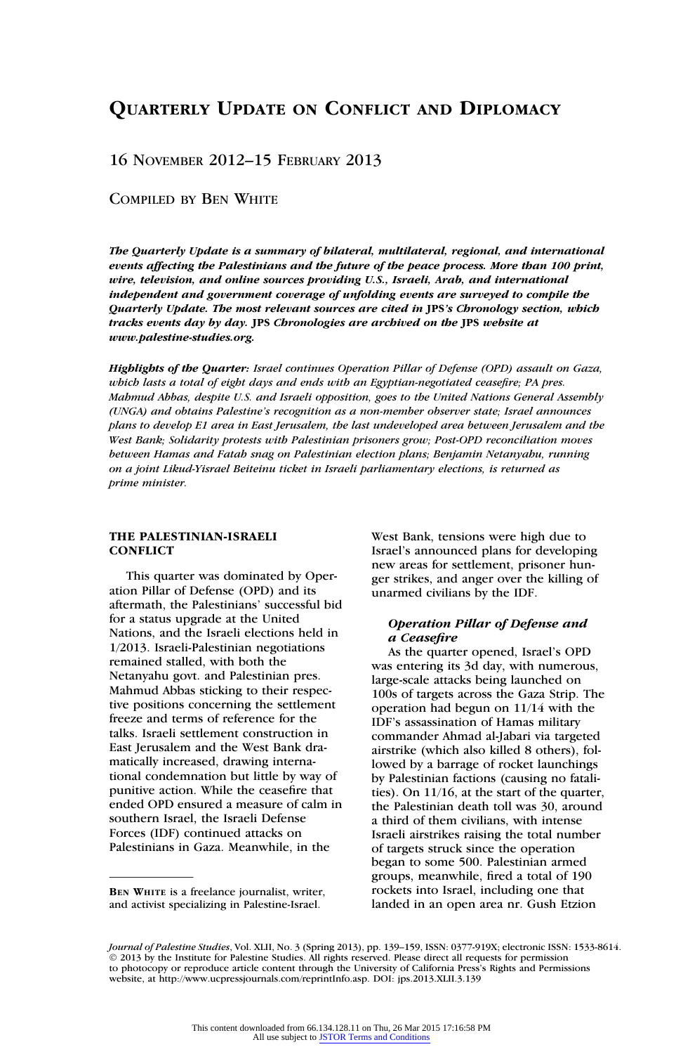# Quarterly Update on Conflict and Diplomacy

## 16 November 2012–15 February 2013

Compiled by Ben White

***The Quarterly Update is a summary of bilateral, multilateral, regional, and international events affecting the Palestinians and the future of the peace process. More than 100 print, wire, television, and online sources providing U.S., Israeli, Arab, and international independent and government coverage of unfolding events are surveyed to compile the Quarterly Update. The most relevant sources are cited in JPS's Chronology section, which tracks events day by day. JPS Chronologies are archived on the JPS website at www.palestine-studies.org.***

***Highlights of the Quarter:*** *Israel continues Operation Pillar of Defense (OPD) assault on Gaza, which lasts a total of eight days and ends with an Egyptian-negotiated ceasefire; PA pres. Mahmud Abbas, despite U.S. and Israeli opposition, goes to the United Nations General Assembly (UNGA) and obtains Palestine's recognition as a non-member observer state; Israel announces plans to develop E1 area in East Jerusalem, the last undeveloped area between Jerusalem and the West Bank; Solidarity protests with Palestinian prisoners grow; Post-OPD reconciliation moves between Hamas and Fatah snag on Palestinian election plans; Benjamin Netanyahu, running on a joint Likud-Yisrael Beiteinu ticket in Israeli parliamentary elections, is returned as prime minister.*

### THE PALESTINIAN-ISRAELI CONFLICT

This quarter was dominated by Operation Pillar of Defense (OPD) and its aftermath, the Palestinians' successful bid for a status upgrade at the United Nations, and the Israeli elections held in 1/2013. Israeli-Palestinian negotiations remained stalled, with both the Netanyahu govt. and Palestinian pres. Mahmud Abbas sticking to their respective positions concerning the settlement freeze and terms of reference for the talks. Israeli settlement construction in East Jerusalem and the West Bank dramatically increased, drawing international condemnation but little by way of punitive action. While the ceasefire that ended OPD ensured a measure of calm in southern Israel, the Israeli Defense Forces (IDF) continued attacks on Palestinians in Gaza. Meanwhile, in the West Bank, tensions were high due to Israel's announced plans for developing new areas for settlement, prisoner hunger strikes, and anger over the killing of unarmed civilians by the IDF.

#### *Operation Pillar of Defense and a Ceasefire*

As the quarter opened, Israel's OPD was entering its 3d day, with numerous, large-scale attacks being launched on 100s of targets across the Gaza Strip. The operation had begun on 11/14 with the IDF's assassination of Hamas military commander Ahmad al-Jabari via targeted airstrike (which also killed 8 others), followed by a barrage of rocket launchings by Palestinian factions (causing no fatalities). On 11/16, at the start of the quarter, the Palestinian death toll was 30, around a third of them civilians, with intense Israeli airstrikes raising the total number of targets struck since the operation began to some 500. Palestinian armed groups, meanwhile, fired a total of 190 rockets into Israel, including one that landed in an open area nr. Gush Etzion

---

**Ben White** is a freelance journalist, writer, and activist specializing in Palestine-Israel.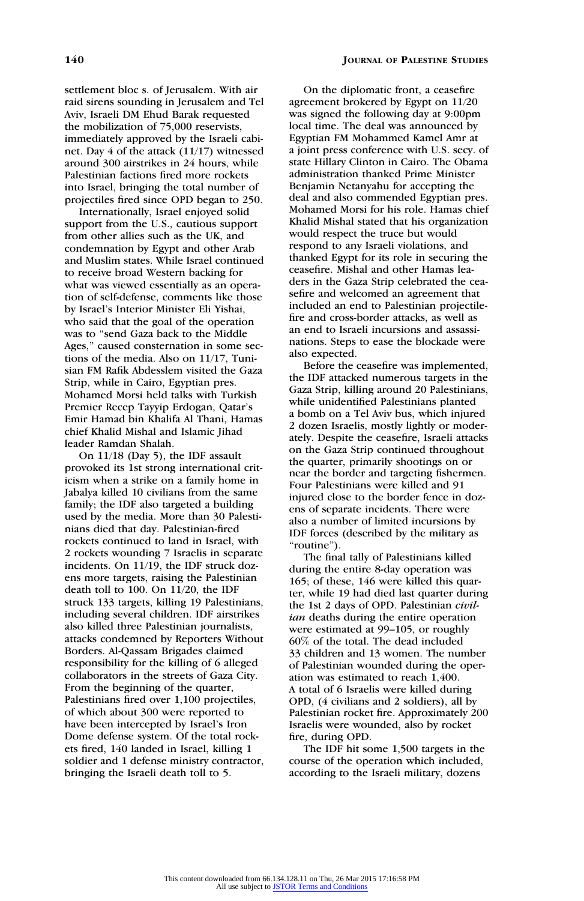settlement bloc s. of Jerusalem. With air raid sirens sounding in Jerusalem and Tel Aviv, Israeli DM Ehud Barak requested the mobilization of 75,000 reservists, immediately approved by the Israeli cabinet. Day 4 of the attack (11/17) witnessed around 300 airstrikes in 24 hours, while Palestinian factions fired more rockets into Israel, bringing the total number of projectiles fired since OPD began to 250.

Internationally, Israel enjoyed solid support from the U.S., cautious support from other allies such as the UK, and condemnation by Egypt and other Arab and Muslim states. While Israel continued to receive broad Western backing for what was viewed essentially as an operation of self-defense, comments like those by Israel's Interior Minister Eli Yishai, who said that the goal of the operation was to "send Gaza back to the Middle Ages," caused consternation in some sections of the media. Also on 11/17, Tunisian FM Rafik Abdesslem visited the Gaza Strip, while in Cairo, Egyptian pres. Mohamed Morsi held talks with Turkish Premier Recep Tayyip Erdogan, Qatar's Emir Hamad bin Khalifa Al Thani, Hamas chief Khalid Mishal and Islamic Jihad leader Ramdan Shalah.

On 11/18 (Day 5), the IDF assault provoked its 1st strong international criticism when a strike on a family home in Jabalya killed 10 civilians from the same family; the IDF also targeted a building used by the media. More than 30 Palestinians died that day. Palestinian-fired rockets continued to land in Israel, with 2 rockets wounding 7 Israelis in separate incidents. On 11/19, the IDF struck dozens more targets, raising the Palestinian death toll to 100. On 11/20, the IDF struck 133 targets, killing 19 Palestinians, including several children. IDF airstrikes also killed three Palestinian journalists, attacks condemned by Reporters Without Borders. Al-Qassam Brigades claimed responsibility for the killing of 6 alleged collaborators in the streets of Gaza City. From the beginning of the quarter, Palestinians fired over 1,100 projectiles, of which about 300 were reported to have been intercepted by Israel's Iron Dome defense system. Of the total rockets fired, 140 landed in Israel, killing 1 soldier and 1 defense ministry contractor, bringing the Israeli death toll to 5.

On the diplomatic front, a ceasefire agreement brokered by Egypt on 11/20 was signed the following day at 9:00pm local time. The deal was announced by Egyptian FM Mohammed Kamel Amr at a joint press conference with U.S. secy. of state Hillary Clinton in Cairo. The Obama administration thanked Prime Minister Benjamin Netanyahu for accepting the deal and also commended Egyptian pres. Mohamed Morsi for his role. Hamas chief Khalid Mishal stated that his organization would respect the truce but would respond to any Israeli violations, and thanked Egypt for its role in securing the ceasefire. Mishal and other Hamas leaders in the Gaza Strip celebrated the ceasefire and welcomed an agreement that included an end to Palestinian projectile-fire and cross-border attacks, as well as an end to Israeli incursions and assassinations. Steps to ease the blockade were also expected.

Before the ceasefire was implemented, the IDF attacked numerous targets in the Gaza Strip, killing around 20 Palestinians, while unidentified Palestinians planted a bomb on a Tel Aviv bus, which injured 2 dozen Israelis, mostly lightly or moderately. Despite the ceasefire, Israeli attacks on the Gaza Strip continued throughout the quarter, primarily shootings on or near the border and targeting fishermen. Four Palestinians were killed and 91 injured close to the border fence in dozens of separate incidents. There were also a number of limited incursions by IDF forces (described by the military as "routine").

The final tally of Palestinians killed during the entire 8-day operation was 165; of these, 146 were killed this quarter, while 19 had died last quarter during the 1st 2 days of OPD. Palestinian *civilian* deaths during the entire operation were estimated at 99–105, or roughly 60% of the total. The dead included 33 children and 13 women. The number of Palestinian wounded during the operation was estimated to reach 1,400. A total of 6 Israelis were killed during OPD, (4 civilians and 2 soldiers), all by Palestinian rocket fire. Approximately 200 Israelis were wounded, also by rocket fire, during OPD.

The IDF hit some 1,500 targets in the course of the operation which included, according to the Israeli military, dozens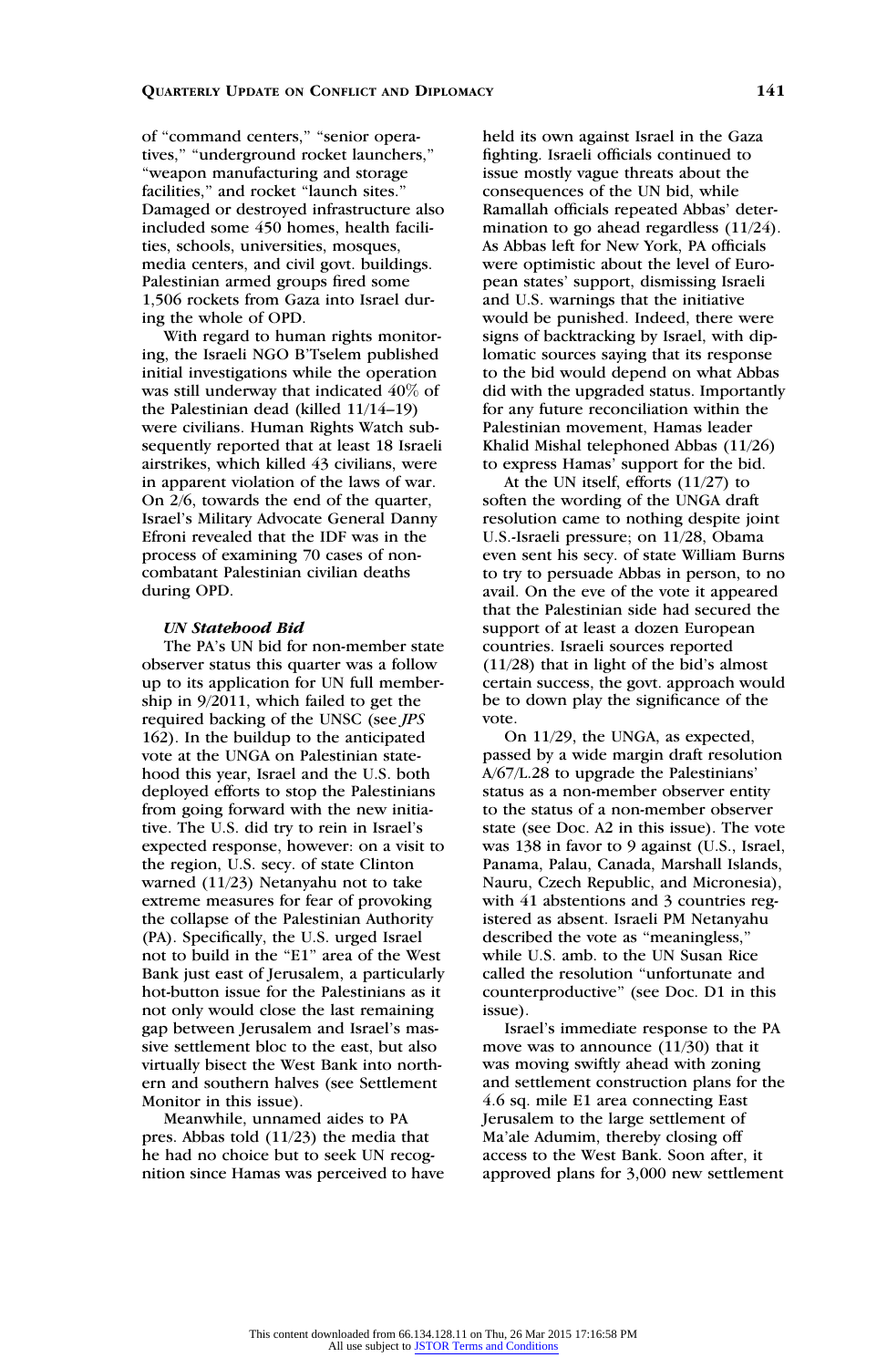of "command centers," "senior operatives," "underground rocket launchers," "weapon manufacturing and storage facilities," and rocket "launch sites." Damaged or destroyed infrastructure also included some 450 homes, health facilities, schools, universities, mosques, media centers, and civil govt. buildings. Palestinian armed groups fired some 1,506 rockets from Gaza into Israel during the whole of OPD.

With regard to human rights monitoring, the Israeli NGO B'Tselem published initial investigations while the operation was still underway that indicated 40% of the Palestinian dead (killed 11/14–19) were civilians. Human Rights Watch subsequently reported that at least 18 Israeli airstrikes, which killed 43 civilians, were in apparent violation of the laws of war. On 2/6, towards the end of the quarter, Israel's Military Advocate General Danny Efroni revealed that the IDF was in the process of examining 70 cases of non-combatant Palestinian civilian deaths during OPD.

### *UN Statehood Bid*

The PA's UN bid for non-member state observer status this quarter was a follow up to its application for UN full membership in 9/2011, which failed to get the required backing of the UNSC (see *JPS* 162). In the buildup to the anticipated vote at the UNGA on Palestinian statehood this year, Israel and the U.S. both deployed efforts to stop the Palestinians from going forward with the new initiative. The U.S. did try to rein in Israel's expected response, however: on a visit to the region, U.S. secy. of state Clinton warned (11/23) Netanyahu not to take extreme measures for fear of provoking the collapse of the Palestinian Authority (PA). Specifically, the U.S. urged Israel not to build in the "E1" area of the West Bank just east of Jerusalem, a particularly hot-button issue for the Palestinians as it not only would close the last remaining gap between Jerusalem and Israel's massive settlement bloc to the east, but also virtually bisect the West Bank into northern and southern halves (see Settlement Monitor in this issue).

Meanwhile, unnamed aides to PA pres. Abbas told (11/23) the media that he had no choice but to seek UN recognition since Hamas was perceived to have held its own against Israel in the Gaza fighting. Israeli officials continued to issue mostly vague threats about the consequences of the UN bid, while Ramallah officials repeated Abbas' determination to go ahead regardless (11/24). As Abbas left for New York, PA officials were optimistic about the level of European states' support, dismissing Israeli and U.S. warnings that the initiative would be punished. Indeed, there were signs of backtracking by Israel, with diplomatic sources saying that its response to the bid would depend on what Abbas did with the upgraded status. Importantly for any future reconciliation within the Palestinian movement, Hamas leader Khalid Mishal telephoned Abbas (11/26) to express Hamas' support for the bid.

At the UN itself, efforts (11/27) to soften the wording of the UNGA draft resolution came to nothing despite joint U.S.-Israeli pressure; on 11/28, Obama even sent his secy. of state William Burns to try to persuade Abbas in person, to no avail. On the eve of the vote it appeared that the Palestinian side had secured the support of at least a dozen European countries. Israeli sources reported (11/28) that in light of the bid's almost certain success, the govt. approach would be to down play the significance of the vote.

On 11/29, the UNGA, as expected, passed by a wide margin draft resolution A/67/L.28 to upgrade the Palestinians' status as a non-member observer entity to the status of a non-member observer state (see Doc. A2 in this issue). The vote was 138 in favor to 9 against (U.S., Israel, Panama, Palau, Canada, Marshall Islands, Nauru, Czech Republic, and Micronesia), with 41 abstentions and 3 countries registered as absent. Israeli PM Netanyahu described the vote as "meaningless," while U.S. amb. to the UN Susan Rice called the resolution "unfortunate and counterproductive" (see Doc. D1 in this issue).

Israel's immediate response to the PA move was to announce (11/30) that it was moving swiftly ahead with zoning and settlement construction plans for the 4.6 sq. mile E1 area connecting East Jerusalem to the large settlement of Ma'ale Adumim, thereby closing off access to the West Bank. Soon after, it approved plans for 3,000 new settlement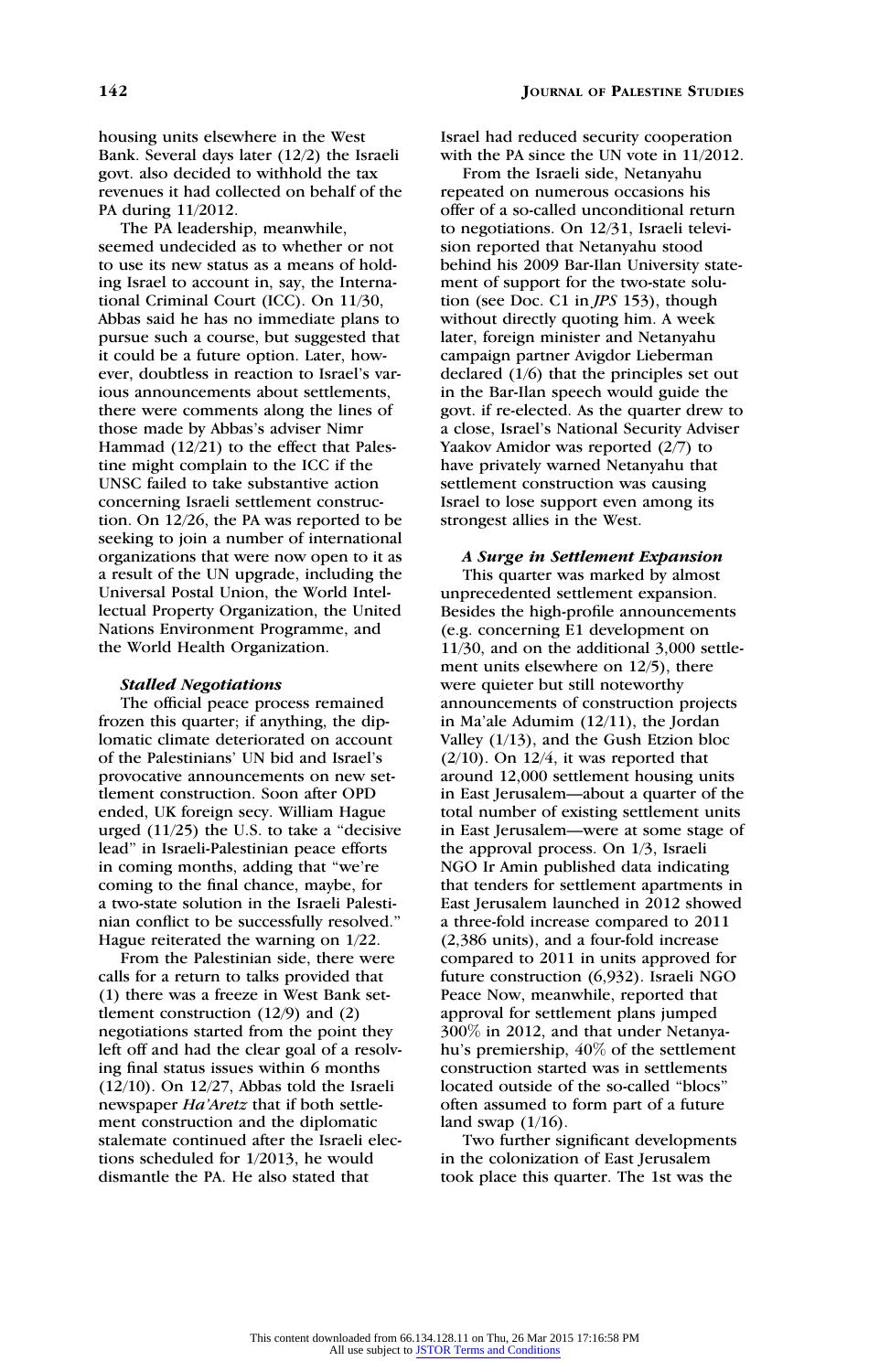housing units elsewhere in the West Bank. Several days later (12/2) the Israeli govt. also decided to withhold the tax revenues it had collected on behalf of the PA during 11/2012.

The PA leadership, meanwhile, seemed undecided as to whether or not to use its new status as a means of holding Israel to account in, say, the International Criminal Court (ICC). On 11/30, Abbas said he has no immediate plans to pursue such a course, but suggested that it could be a future option. Later, however, doubtless in reaction to Israel's various announcements about settlements, there were comments along the lines of those made by Abbas's adviser Nimr Hammad (12/21) to the effect that Palestine might complain to the ICC if the UNSC failed to take substantive action concerning Israeli settlement construction. On 12/26, the PA was reported to be seeking to join a number of international organizations that were now open to it as a result of the UN upgrade, including the Universal Postal Union, the World Intellectual Property Organization, the United Nations Environment Programme, and the World Health Organization.

***Stalled Negotiations***

The official peace process remained frozen this quarter; if anything, the diplomatic climate deteriorated on account of the Palestinians' UN bid and Israel's provocative announcements on new settlement construction. Soon after OPD ended, UK foreign secy. William Hague urged (11/25) the U.S. to take a "decisive lead" in Israeli-Palestinian peace efforts in coming months, adding that "we're coming to the final chance, maybe, for a two-state solution in the Israeli Palestinian conflict to be successfully resolved." Hague reiterated the warning on 1/22.

From the Palestinian side, there were calls for a return to talks provided that (1) there was a freeze in West Bank settlement construction (12/9) and (2) negotiations started from the point they left off and had the clear goal of a resolving final status issues within 6 months (12/10). On 12/27, Abbas told the Israeli newspaper *Ha'Aretz* that if both settlement construction and the diplomatic stalemate continued after the Israeli elections scheduled for 1/2013, he would dismantle the PA. He also stated that Israel had reduced security cooperation with the PA since the UN vote in 11/2012.

From the Israeli side, Netanyahu repeated on numerous occasions his offer of a so-called unconditional return to negotiations. On 12/31, Israeli television reported that Netanyahu stood behind his 2009 Bar-Ilan University statement of support for the two-state solution (see Doc. C1 in *JPS* 153), though without directly quoting him. A week later, foreign minister and Netanyahu campaign partner Avigdor Lieberman declared (1/6) that the principles set out in the Bar-Ilan speech would guide the govt. if re-elected. As the quarter drew to a close, Israel's National Security Adviser Yaakov Amidor was reported (2/7) to have privately warned Netanyahu that settlement construction was causing Israel to lose support even among its strongest allies in the West.

***A Surge in Settlement Expansion***

This quarter was marked by almost unprecedented settlement expansion. Besides the high-profile announcements (e.g. concerning E1 development on 11/30, and on the additional 3,000 settlement units elsewhere on 12/5), there were quieter but still noteworthy announcements of construction projects in Ma'ale Adumim (12/11), the Jordan Valley (1/13), and the Gush Etzion bloc (2/10). On 12/4, it was reported that around 12,000 settlement housing units in East Jerusalem—about a quarter of the total number of existing settlement units in East Jerusalem—were at some stage of the approval process. On 1/3, Israeli NGO Ir Amin published data indicating that tenders for settlement apartments in East Jerusalem launched in 2012 showed a three-fold increase compared to 2011 (2,386 units), and a four-fold increase compared to 2011 in units approved for future construction (6,932). Israeli NGO Peace Now, meanwhile, reported that approval for settlement plans jumped 300% in 2012, and that under Netanyahu's premiership, 40% of the settlement construction started was in settlements located outside of the so-called "blocs" often assumed to form part of a future land swap (1/16).

Two further significant developments in the colonization of East Jerusalem took place this quarter. The 1st was the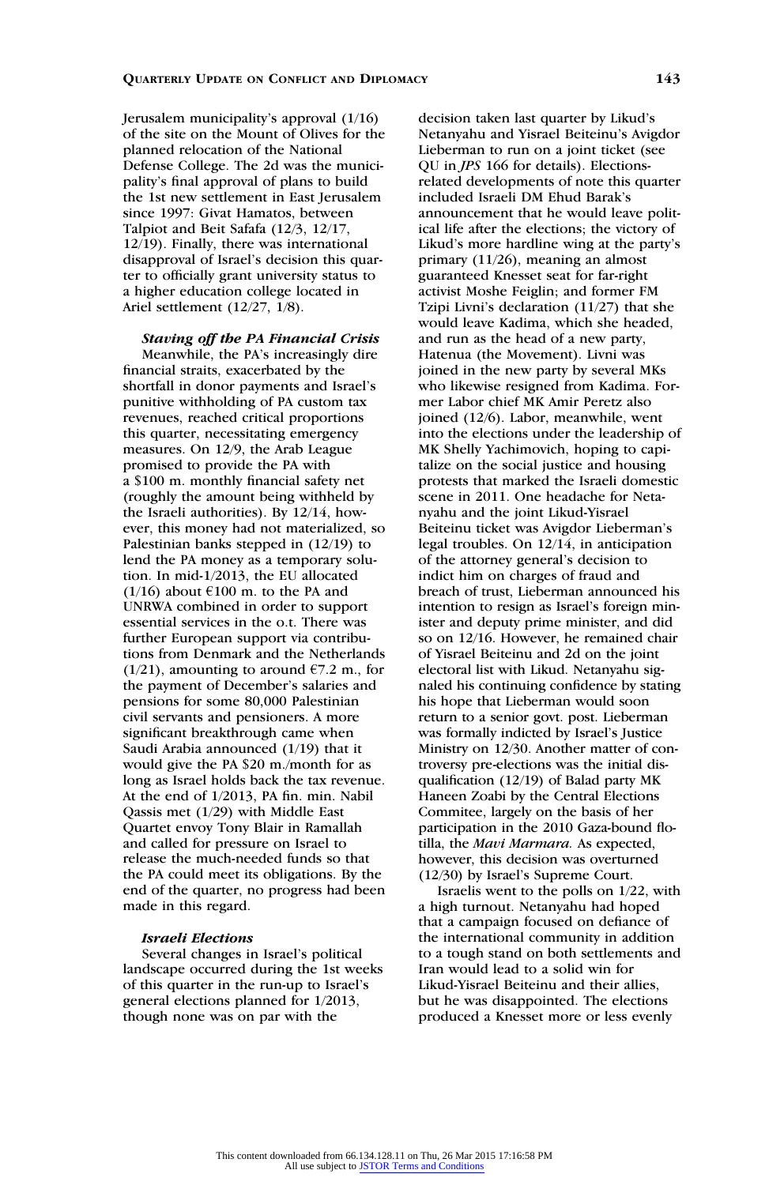Jerusalem municipality's approval (1/16) of the site on the Mount of Olives for the planned relocation of the National Defense College. The 2d was the municipality's final approval of plans to build the 1st new settlement in East Jerusalem since 1997: Givat Hamatos, between Talpiot and Beit Safafa (12/3, 12/17, 12/19). Finally, there was international disapproval of Israel's decision this quarter to officially grant university status to a higher education college located in Ariel settlement (12/27, 1/8).

### *Staving off the PA Financial Crisis*

Meanwhile, the PA's increasingly dire financial straits, exacerbated by the shortfall in donor payments and Israel's punitive withholding of PA custom tax revenues, reached critical proportions this quarter, necessitating emergency measures. On 12/9, the Arab League promised to provide the PA with a \$100 m. monthly financial safety net (roughly the amount being withheld by the Israeli authorities). By 12/14, however, this money had not materialized, so Palestinian banks stepped in (12/19) to lend the PA money as a temporary solution. In mid-1/2013, the EU allocated (1/16) about €100 m. to the PA and UNRWA combined in order to support essential services in the o.t. There was further European support via contributions from Denmark and the Netherlands (1/21), amounting to around €7.2 m., for the payment of December's salaries and pensions for some 80,000 Palestinian civil servants and pensioners. A more significant breakthrough came when Saudi Arabia announced (1/19) that it would give the PA \$20 m./month for as long as Israel holds back the tax revenue. At the end of 1/2013, PA fin. min. Nabil Qassis met (1/29) with Middle East Quartet envoy Tony Blair in Ramallah and called for pressure on Israel to release the much-needed funds so that the PA could meet its obligations. By the end of the quarter, no progress had been made in this regard.

### *Israeli Elections*

Several changes in Israel's political landscape occurred during the 1st weeks of this quarter in the run-up to Israel's general elections planned for 1/2013, though none was on par with the decision taken last quarter by Likud's Netanyahu and Yisrael Beiteinu's Avigdor Lieberman to run on a joint ticket (see QU in *JPS* 166 for details). Elections-related developments of note this quarter included Israeli DM Ehud Barak's announcement that he would leave political life after the elections; the victory of Likud's more hardline wing at the party's primary (11/26), meaning an almost guaranteed Knesset seat for far-right activist Moshe Feiglin; and former FM Tzipi Livni's declaration (11/27) that she would leave Kadima, which she headed, and run as the head of a new party, Hatenua (the Movement). Livni was joined in the new party by several MKs who likewise resigned from Kadima. Former Labor chief MK Amir Peretz also joined (12/6). Labor, meanwhile, went into the elections under the leadership of MK Shelly Yachimovich, hoping to capitalize on the social justice and housing protests that marked the Israeli domestic scene in 2011. One headache for Netanyahu and the joint Likud-Yisrael Beiteinu ticket was Avigdor Lieberman's legal troubles. On 12/14, in anticipation of the attorney general's decision to indict him on charges of fraud and breach of trust, Lieberman announced his intention to resign as Israel's foreign minister and deputy prime minister, and did so on 12/16. However, he remained chair of Yisrael Beiteinu and 2d on the joint electoral list with Likud. Netanyahu signaled his continuing confidence by stating his hope that Lieberman would soon return to a senior govt. post. Lieberman was formally indicted by Israel's Justice Ministry on 12/30. Another matter of controversy pre-elections was the initial disqualification (12/19) of Balad party MK Haneen Zoabi by the Central Elections Commitee, largely on the basis of her participation in the 2010 Gaza-bound flotilla, the *Mavi Marmara.* As expected, however, this decision was overturned (12/30) by Israel's Supreme Court.

Israelis went to the polls on 1/22, with a high turnout. Netanyahu had hoped that a campaign focused on defiance of the international community in addition to a tough stand on both settlements and Iran would lead to a solid win for Likud-Yisrael Beiteinu and their allies, but he was disappointed. The elections produced a Knesset more or less evenly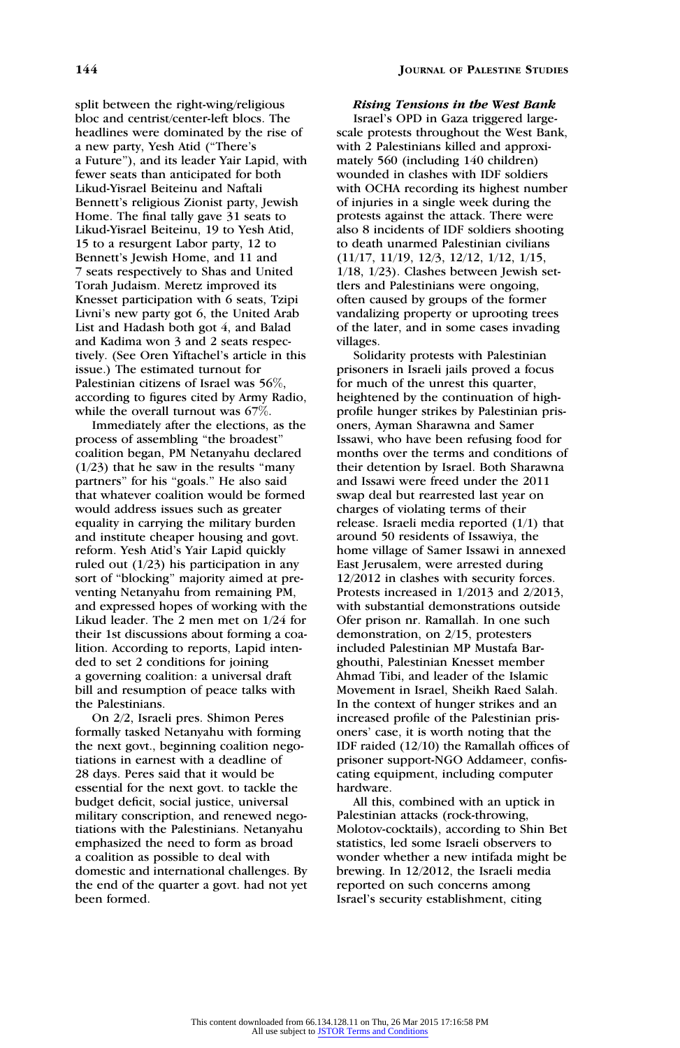split between the right-wing/religious bloc and centrist/center-left blocs. The headlines were dominated by the rise of a new party, Yesh Atid ("There's a Future"), and its leader Yair Lapid, with fewer seats than anticipated for both Likud-Yisrael Beiteinu and Naftali Bennett's religious Zionist party, Jewish Home. The final tally gave 31 seats to Likud-Yisrael Beiteinu, 19 to Yesh Atid, 15 to a resurgent Labor party, 12 to Bennett's Jewish Home, and 11 and 7 seats respectively to Shas and United Torah Judaism. Meretz improved its Knesset participation with 6 seats, Tzipi Livni's new party got 6, the United Arab List and Hadash both got 4, and Balad and Kadima won 3 and 2 seats respectively. (See Oren Yiftachel's article in this issue.) The estimated turnout for Palestinian citizens of Israel was 56%, according to figures cited by Army Radio, while the overall turnout was 67%.

Immediately after the elections, as the process of assembling "the broadest" coalition began, PM Netanyahu declared (1/23) that he saw in the results "many partners" for his "goals." He also said that whatever coalition would be formed would address issues such as greater equality in carrying the military burden and institute cheaper housing and govt. reform. Yesh Atid's Yair Lapid quickly ruled out (1/23) his participation in any sort of "blocking" majority aimed at preventing Netanyahu from remaining PM, and expressed hopes of working with the Likud leader. The 2 men met on 1/24 for their 1st discussions about forming a coalition. According to reports, Lapid intended to set 2 conditions for joining a governing coalition: a universal draft bill and resumption of peace talks with the Palestinians.

On 2/2, Israeli pres. Shimon Peres formally tasked Netanyahu with forming the next govt., beginning coalition negotiations in earnest with a deadline of 28 days. Peres said that it would be essential for the next govt. to tackle the budget deficit, social justice, universal military conscription, and renewed negotiations with the Palestinians. Netanyahu emphasized the need to form as broad a coalition as possible to deal with domestic and international challenges. By the end of the quarter a govt. had not yet been formed.

***Rising Tensions in the West Bank***

Israel's OPD in Gaza triggered large-scale protests throughout the West Bank, with 2 Palestinians killed and approximately 560 (including 140 children) wounded in clashes with IDF soldiers with OCHA recording its highest number of injuries in a single week during the protests against the attack. There were also 8 incidents of IDF soldiers shooting to death unarmed Palestinian civilians (11/17, 11/19, 12/3, 12/12, 1/12, 1/15, 1/18, 1/23). Clashes between Jewish settlers and Palestinians were ongoing, often caused by groups of the former vandalizing property or uprooting trees of the later, and in some cases invading villages.

Solidarity protests with Palestinian prisoners in Israeli jails proved a focus for much of the unrest this quarter, heightened by the continuation of high-profile hunger strikes by Palestinian prisoners, Ayman Sharawna and Samer Issawi, who have been refusing food for months over the terms and conditions of their detention by Israel. Both Sharawna and Issawi were freed under the 2011 swap deal but rearrested last year on charges of violating terms of their release. Israeli media reported (1/1) that around 50 residents of Issawiya, the home village of Samer Issawi in annexed East Jerusalem, were arrested during 12/2012 in clashes with security forces. Protests increased in 1/2013 and 2/2013, with substantial demonstrations outside Ofer prison nr. Ramallah. In one such demonstration, on 2/15, protesters included Palestinian MP Mustafa Barghouthi, Palestinian Knesset member Ahmad Tibi, and leader of the Islamic Movement in Israel, Sheikh Raed Salah. In the context of hunger strikes and an increased profile of the Palestinian prisoners' case, it is worth noting that the IDF raided (12/10) the Ramallah offices of prisoner support-NGO Addameer, confiscating equipment, including computer hardware.

All this, combined with an uptick in Palestinian attacks (rock-throwing, Molotov-cocktails), according to Shin Bet statistics, led some Israeli observers to wonder whether a new intifada might be brewing. In 12/2012, the Israeli media reported on such concerns among Israel's security establishment, citing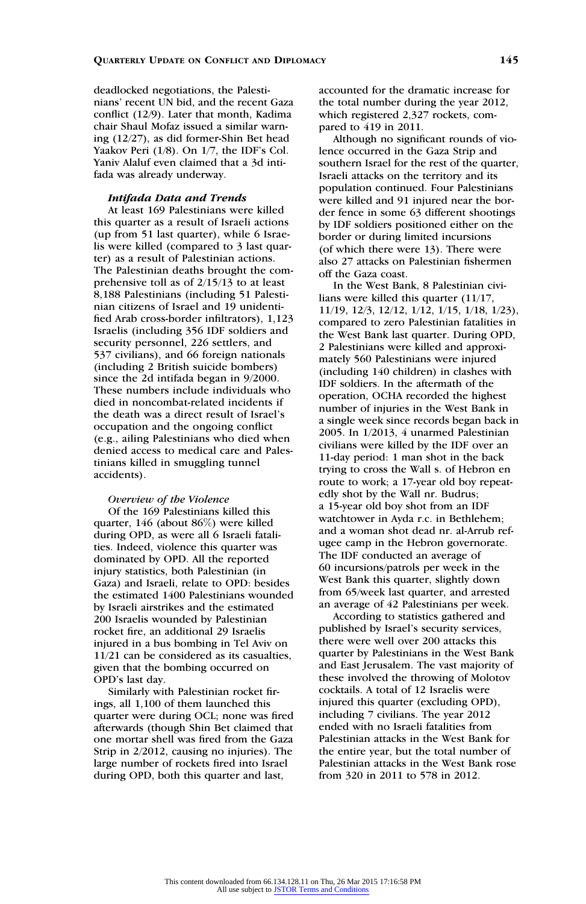deadlocked negotiations, the Palestinians' recent UN bid, and the recent Gaza conflict (12/9). Later that month, Kadima chair Shaul Mofaz issued a similar warning (12/27), as did former-Shin Bet head Yaakov Peri (1/8). On 1/7, the IDF's Col. Yaniv Alaluf even claimed that a 3d intifada was already underway.

### *Intifada Data and Trends*

At least 169 Palestinians were killed this quarter as a result of Israeli actions (up from 51 last quarter), while 6 Israelis were killed (compared to 3 last quarter) as a result of Palestinian actions. The Palestinian deaths brought the comprehensive toll as of 2/15/13 to at least 8,188 Palestinians (including 51 Palestinian citizens of Israel and 19 unidentified Arab cross-border infiltrators), 1,123 Israelis (including 356 IDF soldiers and security personnel, 226 settlers, and 537 civilians), and 66 foreign nationals (including 2 British suicide bombers) since the 2d intifada began in 9/2000. These numbers include individuals who died in noncombat-related incidents if the death was a direct result of Israel's occupation and the ongoing conflict (e.g., ailing Palestinians who died when denied access to medical care and Palestinians killed in smuggling tunnel accidents).

#### *Overview of the Violence*

Of the 169 Palestinians killed this quarter, 146 (about 86%) were killed during OPD, as were all 6 Israeli fatalities. Indeed, violence this quarter was dominated by OPD. All the reported injury statistics, both Palestinian (in Gaza) and Israeli, relate to OPD: besides the estimated 1400 Palestinians wounded by Israeli airstrikes and the estimated 200 Israelis wounded by Palestinian rocket fire, an additional 29 Israelis injured in a bus bombing in Tel Aviv on 11/21 can be considered as its casualties, given that the bombing occurred on OPD's last day.

Similarly with Palestinian rocket firings, all 1,100 of them launched this quarter were during OCL; none was fired afterwards (though Shin Bet claimed that one mortar shell was fired from the Gaza Strip in 2/2012, causing no injuries). The large number of rockets fired into Israel during OPD, both this quarter and last, accounted for the dramatic increase for the total number during the year 2012, which registered 2,327 rockets, compared to 419 in 2011.

Although no significant rounds of violence occurred in the Gaza Strip and southern Israel for the rest of the quarter, Israeli attacks on the territory and its population continued. Four Palestinians were killed and 91 injured near the border fence in some 63 different shootings by IDF soldiers positioned either on the border or during limited incursions (of which there were 13). There were also 27 attacks on Palestinian fishermen off the Gaza coast.

In the West Bank, 8 Palestinian civilians were killed this quarter (11/17, 11/19, 12/3, 12/12, 1/12, 1/15, 1/18, 1/23), compared to zero Palestinian fatalities in the West Bank last quarter. During OPD, 2 Palestinians were killed and approximately 560 Palestinians were injured (including 140 children) in clashes with IDF soldiers. In the aftermath of the operation, OCHA recorded the highest number of injuries in the West Bank in a single week since records began back in 2005. In 1/2013, 4 unarmed Palestinian civilians were killed by the IDF over an 11-day period: 1 man shot in the back trying to cross the Wall s. of Hebron en route to work; a 17-year old boy repeatedly shot by the Wall nr. Budrus; a 15-year old boy shot from an IDF watchtower in Ayda r.c. in Bethlehem; and a woman shot dead nr. al-Arrub refugee camp in the Hebron governorate. The IDF conducted an average of 60 incursions/patrols per week in the West Bank this quarter, slightly down from 65/week last quarter, and arrested an average of 42 Palestinians per week.

According to statistics gathered and published by Israel's security services, there were well over 200 attacks this quarter by Palestinians in the West Bank and East Jerusalem. The vast majority of these involved the throwing of Molotov cocktails. A total of 12 Israelis were injured this quarter (excluding OPD), including 7 civilians. The year 2012 ended with no Israeli fatalities from Palestinian attacks in the West Bank for the entire year, but the total number of Palestinian attacks in the West Bank rose from 320 in 2011 to 578 in 2012.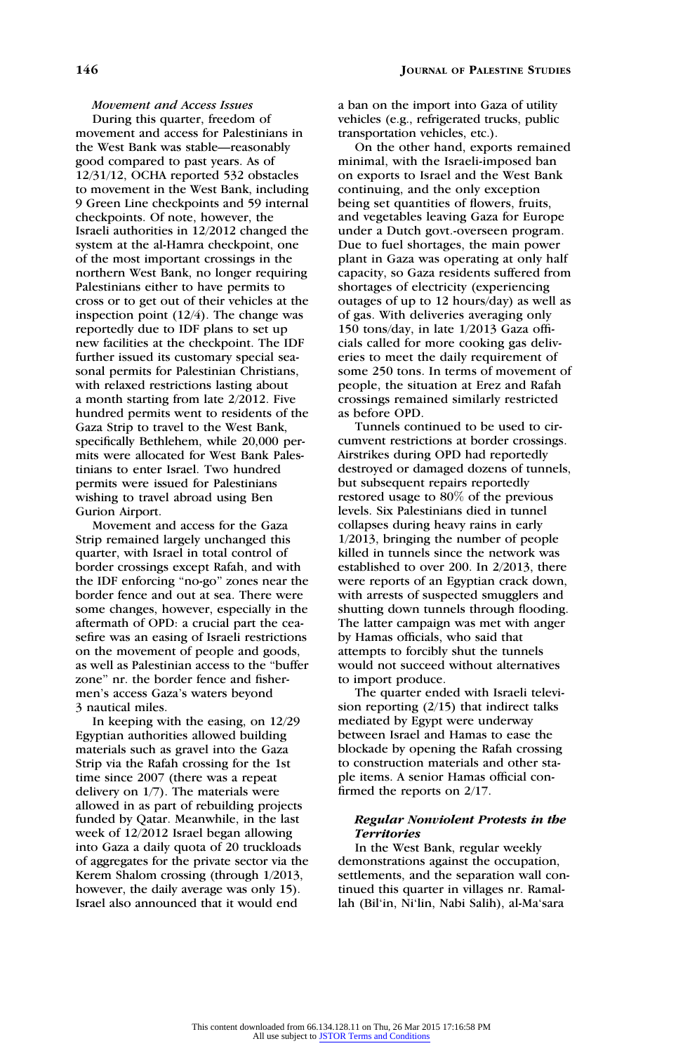*Movement and Access Issues*

During this quarter, freedom of movement and access for Palestinians in the West Bank was stable—reasonably good compared to past years. As of 12/31/12, OCHA reported 532 obstacles to movement in the West Bank, including 9 Green Line checkpoints and 59 internal checkpoints. Of note, however, the Israeli authorities in 12/2012 changed the system at the al-Hamra checkpoint, one of the most important crossings in the northern West Bank, no longer requiring Palestinians either to have permits to cross or to get out of their vehicles at the inspection point (12/4). The change was reportedly due to IDF plans to set up new facilities at the checkpoint. The IDF further issued its customary special seasonal permits for Palestinian Christians, with relaxed restrictions lasting about a month starting from late 2/2012. Five hundred permits went to residents of the Gaza Strip to travel to the West Bank, specifically Bethlehem, while 20,000 permits were allocated for West Bank Palestinians to enter Israel. Two hundred permits were issued for Palestinians wishing to travel abroad using Ben Gurion Airport.

Movement and access for the Gaza Strip remained largely unchanged this quarter, with Israel in total control of border crossings except Rafah, and with the IDF enforcing "no-go" zones near the border fence and out at sea. There were some changes, however, especially in the aftermath of OPD: a crucial part the ceasefire was an easing of Israeli restrictions on the movement of people and goods, as well as Palestinian access to the "buffer zone" nr. the border fence and fishermen's access Gaza's waters beyond 3 nautical miles.

In keeping with the easing, on 12/29 Egyptian authorities allowed building materials such as gravel into the Gaza Strip via the Rafah crossing for the 1st time since 2007 (there was a repeat delivery on 1/7). The materials were allowed in as part of rebuilding projects funded by Qatar. Meanwhile, in the last week of 12/2012 Israel began allowing into Gaza a daily quota of 20 truckloads of aggregates for the private sector via the Kerem Shalom crossing (through 1/2013, however, the daily average was only 15). Israel also announced that it would end a ban on the import into Gaza of utility vehicles (e.g., refrigerated trucks, public transportation vehicles, etc.).

On the other hand, exports remained minimal, with the Israeli-imposed ban on exports to Israel and the West Bank continuing, and the only exception being set quantities of flowers, fruits, and vegetables leaving Gaza for Europe under a Dutch govt.-overseen program. Due to fuel shortages, the main power plant in Gaza was operating at only half capacity, so Gaza residents suffered from shortages of electricity (experiencing outages of up to 12 hours/day) as well as of gas. With deliveries averaging only 150 tons/day, in late 1/2013 Gaza officials called for more cooking gas deliveries to meet the daily requirement of some 250 tons. In terms of movement of people, the situation at Erez and Rafah crossings remained similarly restricted as before OPD.

Tunnels continued to be used to circumvent restrictions at border crossings. Airstrikes during OPD had reportedly destroyed or damaged dozens of tunnels, but subsequent repairs reportedly restored usage to 80% of the previous levels. Six Palestinians died in tunnel collapses during heavy rains in early 1/2013, bringing the number of people killed in tunnels since the network was established to over 200. In 2/2013, there were reports of an Egyptian crack down, with arrests of suspected smugglers and shutting down tunnels through flooding. The latter campaign was met with anger by Hamas officials, who said that attempts to forcibly shut the tunnels would not succeed without alternatives to import produce.

The quarter ended with Israeli television reporting (2/15) that indirect talks mediated by Egypt were underway between Israel and Hamas to ease the blockade by opening the Rafah crossing to construction materials and other staple items. A senior Hamas official confirmed the reports on 2/17.

***Regular Nonviolent Protests in the Territories***

In the West Bank, regular weekly demonstrations against the occupation, settlements, and the separation wall continued this quarter in villages nr. Ramallah (Bil'in, Ni'lin, Nabi Salih), al-Ma'sara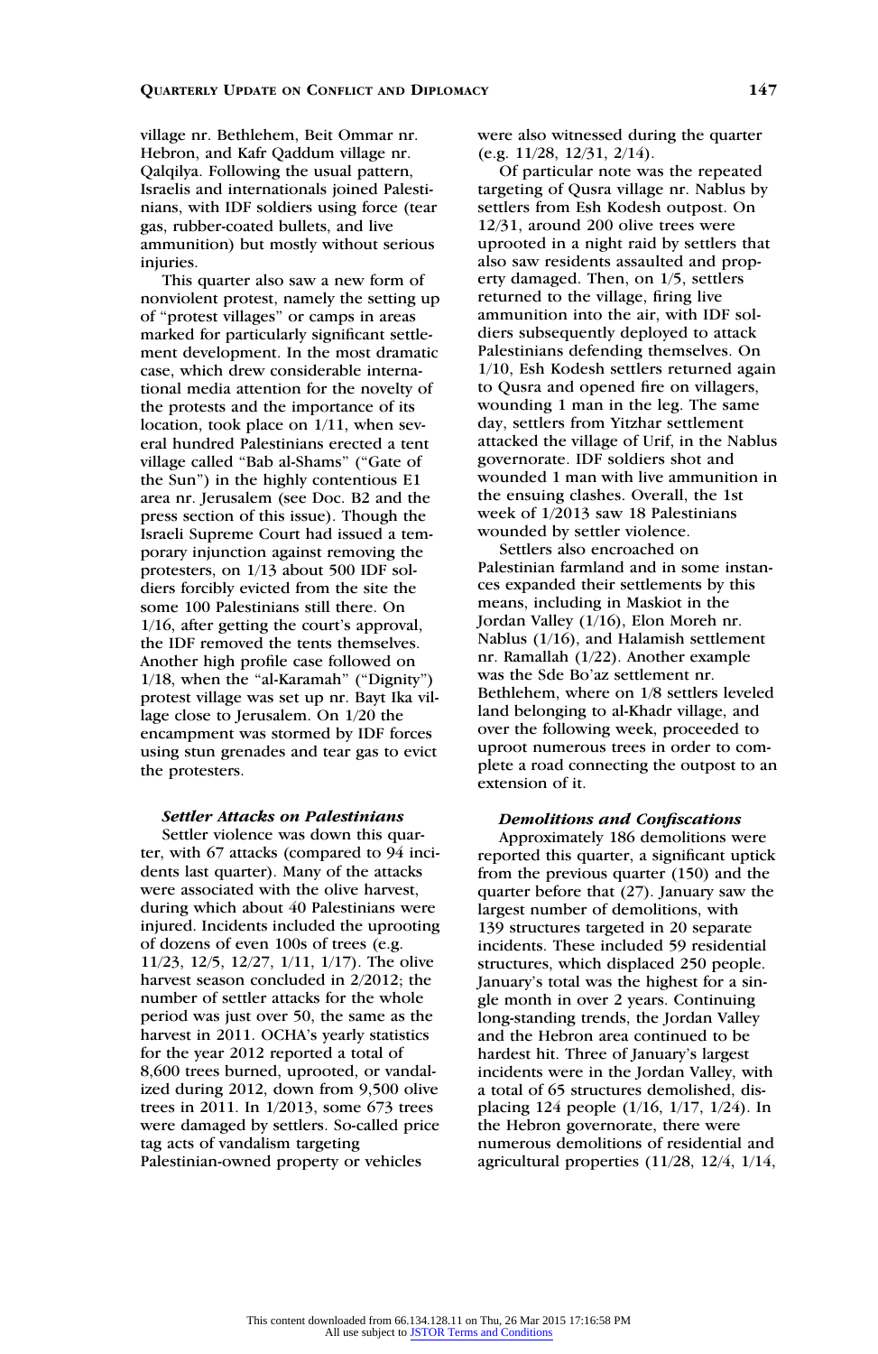village nr. Bethlehem, Beit Ommar nr. Hebron, and Kafr Qaddum village nr. Qalqilya. Following the usual pattern, Israelis and internationals joined Palestinians, with IDF soldiers using force (tear gas, rubber-coated bullets, and live ammunition) but mostly without serious injuries.

This quarter also saw a new form of nonviolent protest, namely the setting up of "protest villages" or camps in areas marked for particularly significant settlement development. In the most dramatic case, which drew considerable international media attention for the novelty of the protests and the importance of its location, took place on 1/11, when several hundred Palestinians erected a tent village called "Bab al-Shams" ("Gate of the Sun") in the highly contentious E1 area nr. Jerusalem (see Doc. B2 and the press section of this issue). Though the Israeli Supreme Court had issued a temporary injunction against removing the protesters, on 1/13 about 500 IDF soldiers forcibly evicted from the site the some 100 Palestinians still there. On 1/16, after getting the court's approval, the IDF removed the tents themselves. Another high profile case followed on 1/18, when the "al-Karamah" ("Dignity") protest village was set up nr. Bayt Ika village close to Jerusalem. On 1/20 the encampment was stormed by IDF forces using stun grenades and tear gas to evict the protesters.

### *Settler Attacks on Palestinians*

Settler violence was down this quarter, with 67 attacks (compared to 94 incidents last quarter). Many of the attacks were associated with the olive harvest, during which about 40 Palestinians were injured. Incidents included the uprooting of dozens of even 100s of trees (e.g. 11/23, 12/5, 12/27, 1/11, 1/17). The olive harvest season concluded in 2/2012; the number of settler attacks for the whole period was just over 50, the same as the harvest in 2011. OCHA's yearly statistics for the year 2012 reported a total of 8,600 trees burned, uprooted, or vandalized during 2012, down from 9,500 olive trees in 2011. In 1/2013, some 673 trees were damaged by settlers. So-called price tag acts of vandalism targeting Palestinian-owned property or vehicles were also witnessed during the quarter (e.g. 11/28, 12/31, 2/14).

Of particular note was the repeated targeting of Qusra village nr. Nablus by settlers from Esh Kodesh outpost. On 12/31, around 200 olive trees were uprooted in a night raid by settlers that also saw residents assaulted and property damaged. Then, on 1/5, settlers returned to the village, firing live ammunition into the air, with IDF soldiers subsequently deployed to attack Palestinians defending themselves. On 1/10, Esh Kodesh settlers returned again to Qusra and opened fire on villagers, wounding 1 man in the leg. The same day, settlers from Yitzhar settlement attacked the village of Urif, in the Nablus governorate. IDF soldiers shot and wounded 1 man with live ammunition in the ensuing clashes. Overall, the 1st week of 1/2013 saw 18 Palestinians wounded by settler violence.

Settlers also encroached on Palestinian farmland and in some instances expanded their settlements by this means, including in Maskiot in the Jordan Valley (1/16), Elon Moreh nr. Nablus (1/16), and Halamish settlement nr. Ramallah (1/22). Another example was the Sde Bo'az settlement nr. Bethlehem, where on 1/8 settlers leveled land belonging to al-Khadr village, and over the following week, proceeded to uproot numerous trees in order to complete a road connecting the outpost to an extension of it.

### *Demolitions and Confiscations*

Approximately 186 demolitions were reported this quarter, a significant uptick from the previous quarter (150) and the quarter before that (27). January saw the largest number of demolitions, with 139 structures targeted in 20 separate incidents. These included 59 residential structures, which displaced 250 people. January's total was the highest for a single month in over 2 years. Continuing long-standing trends, the Jordan Valley and the Hebron area continued to be hardest hit. Three of January's largest incidents were in the Jordan Valley, with a total of 65 structures demolished, displacing 124 people (1/16, 1/17, 1/24). In the Hebron governorate, there were numerous demolitions of residential and agricultural properties (11/28, 12/4, 1/14,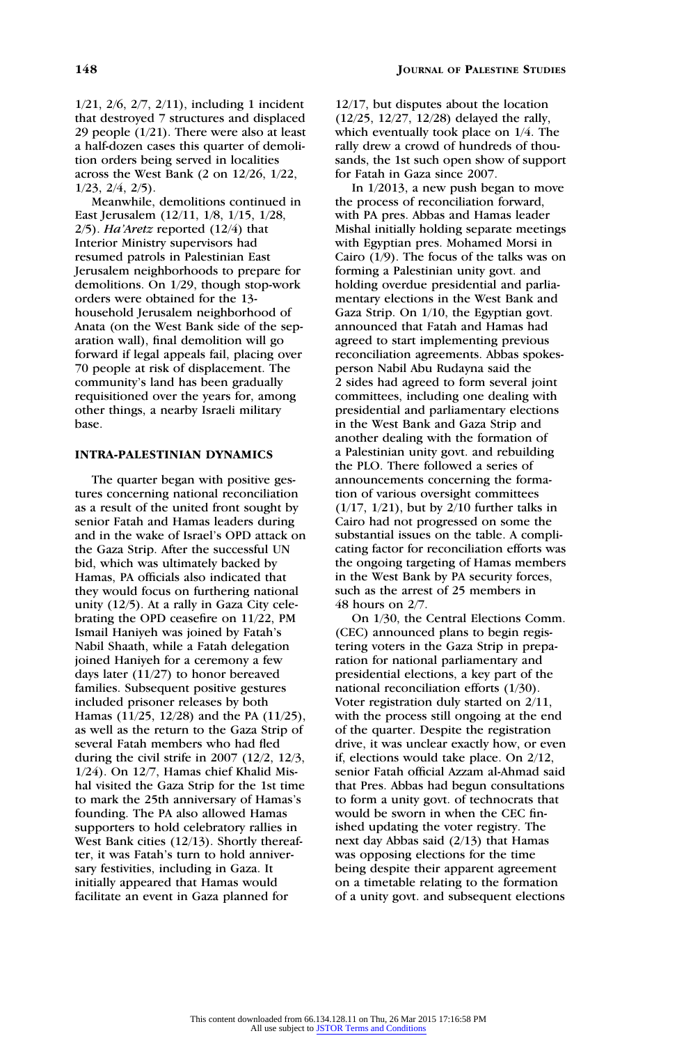1/21, 2/6, 2/7, 2/11), including 1 incident that destroyed 7 structures and displaced 29 people (1/21). There were also at least a half-dozen cases this quarter of demolition orders being served in localities across the West Bank (2 on 12/26, 1/22, 1/23, 2/4, 2/5).

Meanwhile, demolitions continued in East Jerusalem (12/11, 1/8, 1/15, 1/28, 2/5). *Ha'Aretz* reported (12/4) that Interior Ministry supervisors had resumed patrols in Palestinian East Jerusalem neighborhoods to prepare for demolitions. On 1/29, though stop-work orders were obtained for the 13-household Jerusalem neighborhood of Anata (on the West Bank side of the separation wall), final demolition will go forward if legal appeals fail, placing over 70 people at risk of displacement. The community's land has been gradually requisitioned over the years for, among other things, a nearby Israeli military base.

### INTRA-PALESTINIAN DYNAMICS

The quarter began with positive gestures concerning national reconciliation as a result of the united front sought by senior Fatah and Hamas leaders during and in the wake of Israel's OPD attack on the Gaza Strip. After the successful UN bid, which was ultimately backed by Hamas, PA officials also indicated that they would focus on furthering national unity (12/5). At a rally in Gaza City celebrating the OPD ceasefire on 11/22, PM Ismail Haniyeh was joined by Fatah's Nabil Shaath, while a Fatah delegation joined Haniyeh for a ceremony a few days later (11/27) to honor bereaved families. Subsequent positive gestures included prisoner releases by both Hamas (11/25, 12/28) and the PA (11/25), as well as the return to the Gaza Strip of several Fatah members who had fled during the civil strife in 2007 (12/2, 12/3, 1/24). On 12/7, Hamas chief Khalid Mishal visited the Gaza Strip for the 1st time to mark the 25th anniversary of Hamas's founding. The PA also allowed Hamas supporters to hold celebratory rallies in West Bank cities (12/13). Shortly thereafter, it was Fatah's turn to hold anniversary festivities, including in Gaza. It initially appeared that Hamas would facilitate an event in Gaza planned for 12/17, but disputes about the location (12/25, 12/27, 12/28) delayed the rally, which eventually took place on 1/4. The rally drew a crowd of hundreds of thousands, the 1st such open show of support for Fatah in Gaza since 2007.

In 1/2013, a new push began to move the process of reconciliation forward, with PA pres. Abbas and Hamas leader Mishal initially holding separate meetings with Egyptian pres. Mohamed Morsi in Cairo (1/9). The focus of the talks was on forming a Palestinian unity govt. and holding overdue presidential and parliamentary elections in the West Bank and Gaza Strip. On 1/10, the Egyptian govt. announced that Fatah and Hamas had agreed to start implementing previous reconciliation agreements. Abbas spokesperson Nabil Abu Rudayna said the 2 sides had agreed to form several joint committees, including one dealing with presidential and parliamentary elections in the West Bank and Gaza Strip and another dealing with the formation of a Palestinian unity govt. and rebuilding the PLO. There followed a series of announcements concerning the formation of various oversight committees (1/17, 1/21), but by 2/10 further talks in Cairo had not progressed on some the substantial issues on the table. A complicating factor for reconciliation efforts was the ongoing targeting of Hamas members in the West Bank by PA security forces, such as the arrest of 25 members in 48 hours on 2/7.

On 1/30, the Central Elections Comm. (CEC) announced plans to begin registering voters in the Gaza Strip in preparation for national parliamentary and presidential elections, a key part of the national reconciliation efforts (1/30). Voter registration duly started on 2/11, with the process still ongoing at the end of the quarter. Despite the registration drive, it was unclear exactly how, or even if, elections would take place. On 2/12, senior Fatah official Azzam al-Ahmad said that Pres. Abbas had begun consultations to form a unity govt. of technocrats that would be sworn in when the CEC finished updating the voter registry. The next day Abbas said (2/13) that Hamas was opposing elections for the time being despite their apparent agreement on a timetable relating to the formation of a unity govt. and subsequent elections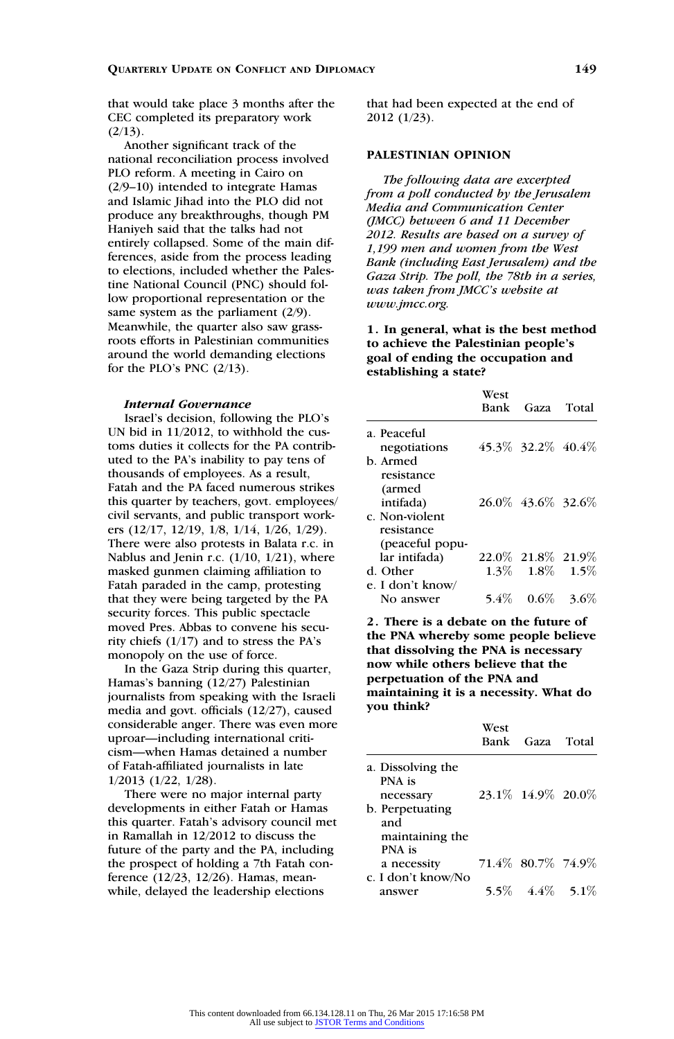that would take place 3 months after the CEC completed its preparatory work (2/13).

Another significant track of the national reconciliation process involved PLO reform. A meeting in Cairo on (2/9–10) intended to integrate Hamas and Islamic Jihad into the PLO did not produce any breakthroughs, though PM Haniyeh said that the talks had not entirely collapsed. Some of the main differences, aside from the process leading to elections, included whether the Palestine National Council (PNC) should follow proportional representation or the same system as the parliament (2/9). Meanwhile, the quarter also saw grassroots efforts in Palestinian communities around the world demanding elections for the PLO's PNC (2/13).

#### *Internal Governance*

Israel's decision, following the PLO's UN bid in 11/2012, to withhold the customs duties it collects for the PA contributed to the PA's inability to pay tens of thousands of employees. As a result, Fatah and the PA faced numerous strikes this quarter by teachers, govt. employees/civil servants, and public transport workers (12/17, 12/19, 1/8, 1/14, 1/26, 1/29). There were also protests in Balata r.c. in Nablus and Jenin r.c. (1/10, 1/21), where masked gunmen claiming affiliation to Fatah paraded in the camp, protesting that they were being targeted by the PA security forces. This public spectacle moved Pres. Abbas to convene his security chiefs (1/17) and to stress the PA's monopoly on the use of force.

In the Gaza Strip during this quarter, Hamas's banning (12/27) Palestinian journalists from speaking with the Israeli media and govt. officials (12/27), caused considerable anger. There was even more uproar—including international criticism—when Hamas detained a number of Fatah-affiliated journalists in late 1/2013 (1/22, 1/28).

There were no major internal party developments in either Fatah or Hamas this quarter. Fatah's advisory council met in Ramallah in 12/2012 to discuss the future of the party and the PA, including the prospect of holding a 7th Fatah conference (12/23, 12/26). Hamas, meanwhile, delayed the leadership elections that had been expected at the end of 2012 (1/23).

### PALESTINIAN OPINION

*The following data are excerpted from a poll conducted by the Jerusalem Media and Communication Center (JMCC) between 6 and 11 December 2012. Results are based on a survey of 1,199 men and women from the West Bank (including East Jerusalem) and the Gaza Strip. The poll, the 78th in a series, was taken from JMCC's website at www.jmcc.org.*

**1. In general, what is the best method to achieve the Palestinian people's goal of ending the occupation and establishing a state?**

| | West Bank | Gaza | Total |
|---|---|---|---|
| a. Peaceful negotiations | 45.3% | 32.2% | 40.4% |
| b. Armed resistance (armed intifada) | 26.0% | 43.6% | 32.6% |
| c. Non-violent resistance (peaceful popular intifada) | 22.0% | 21.8% | 21.9% |
| d. Other | 1.3% | 1.8% | 1.5% |
| e. I don't know/ No answer | 5.4% | 0.6% | 3.6% |

**2. There is a debate on the future of the PNA whereby some people believe that dissolving the PNA is necessary now while others believe that the perpetuation of the PNA and maintaining it is a necessity. What do you think?**

| | West Bank | Gaza | Total |
|---|---|---|---|
| a. Dissolving the PNA is necessary | 23.1% | 14.9% | 20.0% |
| b. Perpetuating and maintaining the PNA is a necessity | 71.4% | 80.7% | 74.9% |
| c. I don't know/No answer | 5.5% | 4.4% | 5.1% |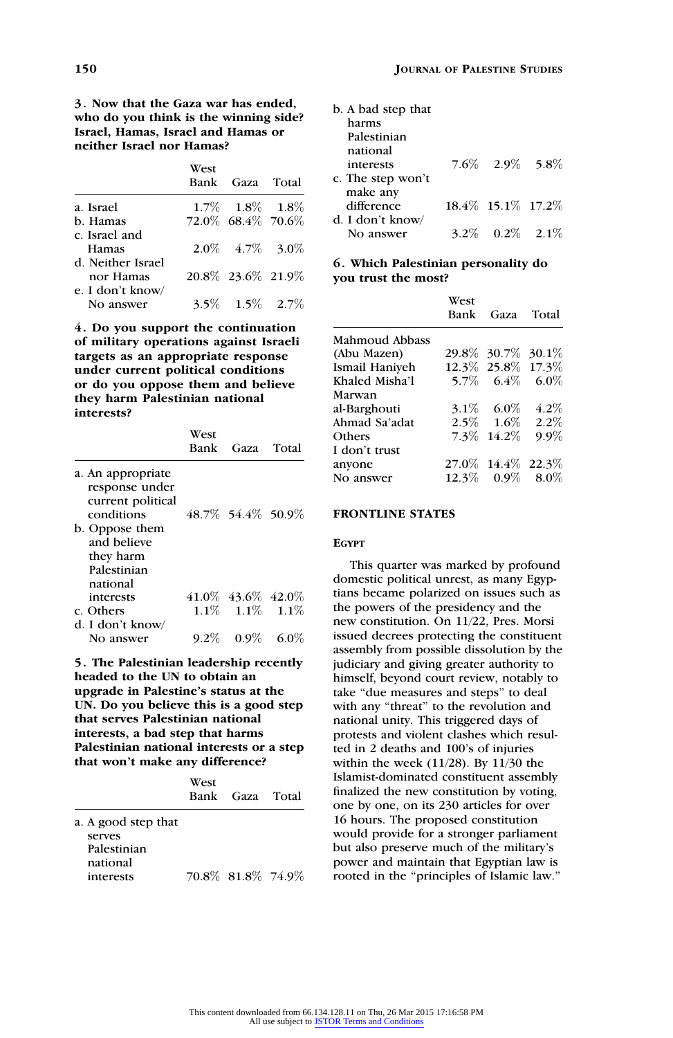**3. Now that the Gaza war has ended, who do you think is the winning side? Israel, Hamas, Israel and Hamas or neither Israel nor Hamas?**

| | West Bank | Gaza | Total |
|---|---|---|---|
| a. Israel | 1.7% | 1.8% | 1.8% |
| b. Hamas | 72.0% | 68.4% | 70.6% |
| c. Israel and Hamas | 2.0% | 4.7% | 3.0% |
| d. Neither Israel nor Hamas | 20.8% | 23.6% | 21.9% |
| e. I don't know/ No answer | 3.5% | 1.5% | 2.7% |

**4. Do you support the continuation of military operations against Israeli targets as an appropriate response under current political conditions or do you oppose them and believe they harm Palestinian national interests?**

| | West Bank | Gaza | Total |
|---|---|---|---|
| a. An appropriate response under current political conditions | 48.7% | 54.4% | 50.9% |
| b. Oppose them and believe they harm Palestinian national interests | 41.0% | 43.6% | 42.0% |
| c. Others | 1.1% | 1.1% | 1.1% |
| d. I don't know/ No answer | 9.2% | 0.9% | 6.0% |

**5. The Palestinian leadership recently headed to the UN to obtain an upgrade in Palestine's status at the UN. Do you believe this is a good step that serves Palestinian national interests, a bad step that harms Palestinian national interests or a step that won't make any difference?**

| | West Bank | Gaza | Total |
|---|---|---|---|
| a. A good step that serves Palestinian national interests | 70.8% | 81.8% | 74.9% |
| b. A bad step that harms Palestinian national interests | 7.6% | 2.9% | 5.8% |
| c. The step won't make any difference | 18.4% | 15.1% | 17.2% |
| d. I don't know/ No answer | 3.2% | 0.2% | 2.1% |

**6. Which Palestinian personality do you trust the most?**

| | West Bank | Gaza | Total |
|---|---|---|---|
| Mahmoud Abbass (Abu Mazen) | 29.8% | 30.7% | 30.1% |
| Ismail Haniyeh | 12.3% | 25.8% | 17.3% |
| Khaled Misha'l | 5.7% | 6.4% | 6.0% |
| Marwan al-Barghouti | 3.1% | 6.0% | 4.2% |
| Ahmad Sa'adat | 2.5% | 1.6% | 2.2% |
| Others | 7.3% | 14.2% | 9.9% |
| I don't trust anyone | 27.0% | 14.4% | 22.3% |
| No answer | 12.3% | 0.9% | 8.0% |

## FRONTLINE STATES

### Egypt

This quarter was marked by profound domestic political unrest, as many Egyptians became polarized on issues such as the powers of the presidency and the new constitution. On 11/22, Pres. Morsi issued decrees protecting the constituent assembly from possible dissolution by the judiciary and giving greater authority to himself, beyond court review, notably to take "due measures and steps" to deal with any "threat" to the revolution and national unity. This triggered days of protests and violent clashes which resulted in 2 deaths and 100's of injuries within the week (11/28). By 11/30 the Islamist-dominated constituent assembly finalized the new constitution by voting, one by one, on its 230 articles for over 16 hours. The proposed constitution would provide for a stronger parliament but also preserve much of the military's power and maintain that Egyptian law is rooted in the "principles of Islamic law."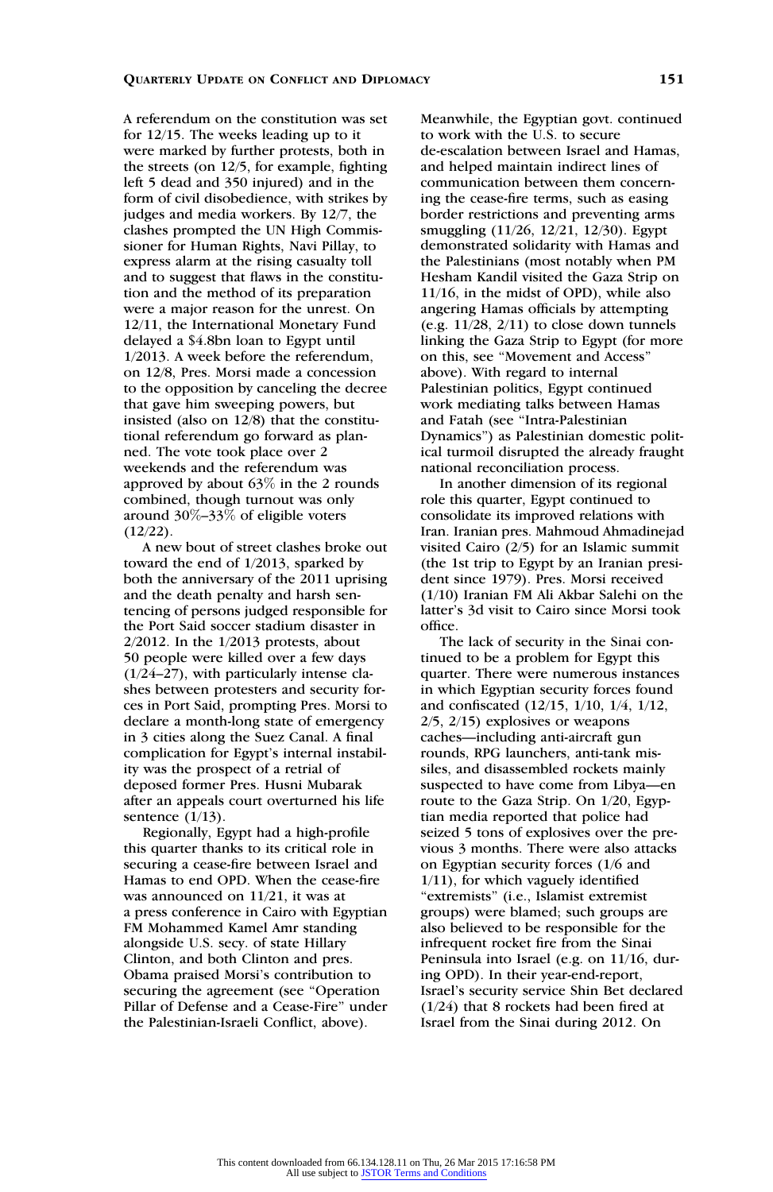A referendum on the constitution was set for 12/15. The weeks leading up to it were marked by further protests, both in the streets (on 12/5, for example, fighting left 5 dead and 350 injured) and in the form of civil disobedience, with strikes by judges and media workers. By 12/7, the clashes prompted the UN High Commissioner for Human Rights, Navi Pillay, to express alarm at the rising casualty toll and to suggest that flaws in the constitution and the method of its preparation were a major reason for the unrest. On 12/11, the International Monetary Fund delayed a $4.8bn loan to Egypt until 1/2013. A week before the referendum, on 12/8, Pres. Morsi made a concession to the opposition by canceling the decree that gave him sweeping powers, but insisted (also on 12/8) that the constitutional referendum go forward as planned. The vote took place over 2 weekends and the referendum was approved by about 63% in the 2 rounds combined, though turnout was only around 30%–33% of eligible voters (12/22).

A new bout of street clashes broke out toward the end of 1/2013, sparked by both the anniversary of the 2011 uprising and the death penalty and harsh sentencing of persons judged responsible for the Port Said soccer stadium disaster in 2/2012. In the 1/2013 protests, about 50 people were killed over a few days (1/24–27), with particularly intense clashes between protesters and security forces in Port Said, prompting Pres. Morsi to declare a month-long state of emergency in 3 cities along the Suez Canal. A final complication for Egypt's internal instability was the prospect of a retrial of deposed former Pres. Husni Mubarak after an appeals court overturned his life sentence (1/13).

Regionally, Egypt had a high-profile this quarter thanks to its critical role in securing a cease-fire between Israel and Hamas to end OPD. When the cease-fire was announced on 11/21, it was at a press conference in Cairo with Egyptian FM Mohammed Kamel Amr standing alongside U.S. secy. of state Hillary Clinton, and both Clinton and pres. Obama praised Morsi's contribution to securing the agreement (see "Operation Pillar of Defense and a Cease-Fire" under the Palestinian-Israeli Conflict, above). Meanwhile, the Egyptian govt. continued to work with the U.S. to secure de-escalation between Israel and Hamas, and helped maintain indirect lines of communication between them concerning the cease-fire terms, such as easing border restrictions and preventing arms smuggling (11/26, 12/21, 12/30). Egypt demonstrated solidarity with Hamas and the Palestinians (most notably when PM Hesham Kandil visited the Gaza Strip on 11/16, in the midst of OPD), while also angering Hamas officials by attempting (e.g. 11/28, 2/11) to close down tunnels linking the Gaza Strip to Egypt (for more on this, see "Movement and Access" above). With regard to internal Palestinian politics, Egypt continued work mediating talks between Hamas and Fatah (see "Intra-Palestinian Dynamics") as Palestinian domestic political turmoil disrupted the already fraught national reconciliation process.

In another dimension of its regional role this quarter, Egypt continued to consolidate its improved relations with Iran. Iranian pres. Mahmoud Ahmadinejad visited Cairo (2/5) for an Islamic summit (the 1st trip to Egypt by an Iranian president since 1979). Pres. Morsi received (1/10) Iranian FM Ali Akbar Salehi on the latter's 3d visit to Cairo since Morsi took office.

The lack of security in the Sinai continued to be a problem for Egypt this quarter. There were numerous instances in which Egyptian security forces found and confiscated (12/15, 1/10, 1/4, 1/12, 2/5, 2/15) explosives or weapons caches—including anti-aircraft gun rounds, RPG launchers, anti-tank missiles, and disassembled rockets mainly suspected to have come from Libya—en route to the Gaza Strip. On 1/20, Egyptian media reported that police had seized 5 tons of explosives over the previous 3 months. There were also attacks on Egyptian security forces (1/6 and 1/11), for which vaguely identified "extremists" (i.e., Islamist extremist groups) were blamed; such groups are also believed to be responsible for the infrequent rocket fire from the Sinai Peninsula into Israel (e.g. on 11/16, during OPD). In their year-end-report, Israel's security service Shin Bet declared (1/24) that 8 rockets had been fired at Israel from the Sinai during 2012. On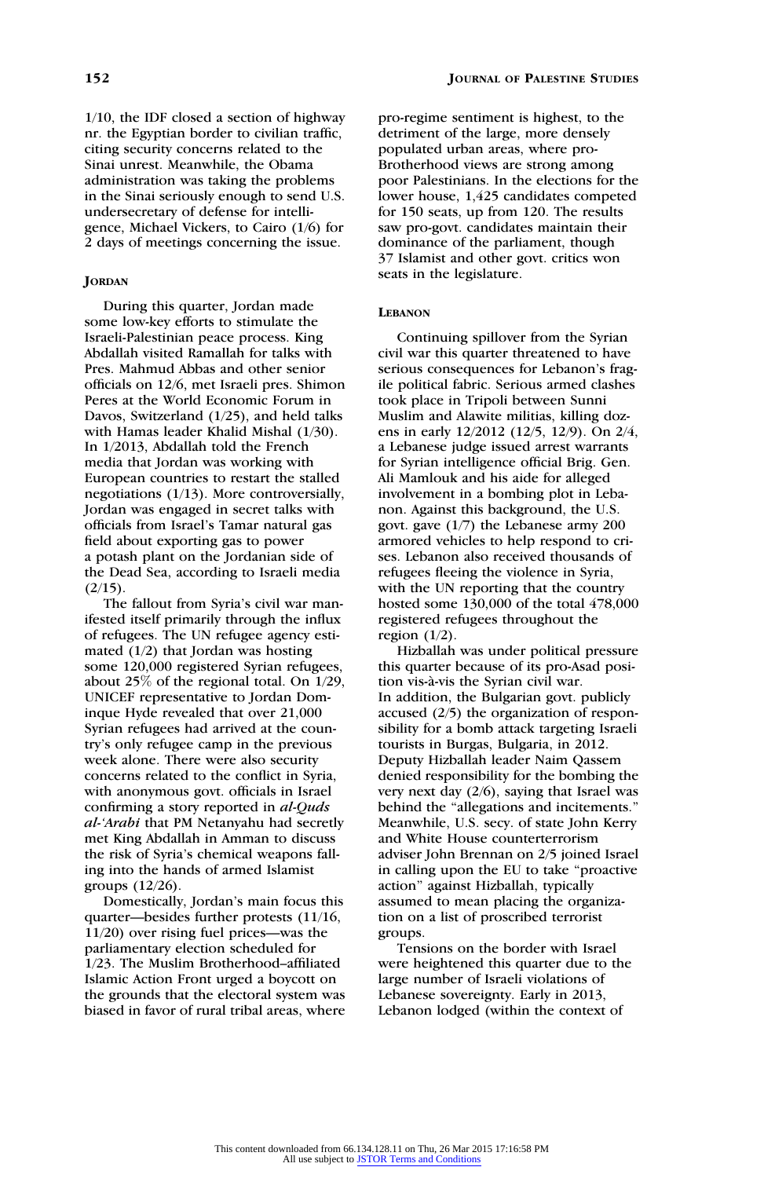1/10, the IDF closed a section of highway nr. the Egyptian border to civilian traffic, citing security concerns related to the Sinai unrest. Meanwhile, the Obama administration was taking the problems in the Sinai seriously enough to send U.S. undersecretary of defense for intelligence, Michael Vickers, to Cairo (1/6) for 2 days of meetings concerning the issue.

### JORDAN

During this quarter, Jordan made some low-key efforts to stimulate the Israeli-Palestinian peace process. King Abdallah visited Ramallah for talks with Pres. Mahmud Abbas and other senior officials on 12/6, met Israeli pres. Shimon Peres at the World Economic Forum in Davos, Switzerland (1/25), and held talks with Hamas leader Khalid Mishal (1/30). In 1/2013, Abdallah told the French media that Jordan was working with European countries to restart the stalled negotiations (1/13). More controversially, Jordan was engaged in secret talks with officials from Israel's Tamar natural gas field about exporting gas to power a potash plant on the Jordanian side of the Dead Sea, according to Israeli media (2/15).

The fallout from Syria's civil war manifested itself primarily through the influx of refugees. The UN refugee agency estimated (1/2) that Jordan was hosting some 120,000 registered Syrian refugees, about 25% of the regional total. On 1/29, UNICEF representative to Jordan Dominque Hyde revealed that over 21,000 Syrian refugees had arrived at the country's only refugee camp in the previous week alone. There were also security concerns related to the conflict in Syria, with anonymous govt. officials in Israel confirming a story reported in *al-Quds al-'Arabi* that PM Netanyahu had secretly met King Abdallah in Amman to discuss the risk of Syria's chemical weapons falling into the hands of armed Islamist groups (12/26).

Domestically, Jordan's main focus this quarter—besides further protests (11/16, 11/20) over rising fuel prices—was the parliamentary election scheduled for 1/23. The Muslim Brotherhood–affiliated Islamic Action Front urged a boycott on the grounds that the electoral system was biased in favor of rural tribal areas, where pro-regime sentiment is highest, to the detriment of the large, more densely populated urban areas, where pro-Brotherhood views are strong among poor Palestinians. In the elections for the lower house, 1,425 candidates competed for 150 seats, up from 120. The results saw pro-govt. candidates maintain their dominance of the parliament, though 37 Islamist and other govt. critics won seats in the legislature.

### LEBANON

Continuing spillover from the Syrian civil war this quarter threatened to have serious consequences for Lebanon's fragile political fabric. Serious armed clashes took place in Tripoli between Sunni Muslim and Alawite militias, killing dozens in early 12/2012 (12/5, 12/9). On 2/4, a Lebanese judge issued arrest warrants for Syrian intelligence official Brig. Gen. Ali Mamlouk and his aide for alleged involvement in a bombing plot in Lebanon. Against this background, the U.S. govt. gave (1/7) the Lebanese army 200 armored vehicles to help respond to crises. Lebanon also received thousands of refugees fleeing the violence in Syria, with the UN reporting that the country hosted some 130,000 of the total 478,000 registered refugees throughout the region (1/2).

Hizballah was under political pressure this quarter because of its pro-Asad position vis-à-vis the Syrian civil war. In addition, the Bulgarian govt. publicly accused (2/5) the organization of responsibility for a bomb attack targeting Israeli tourists in Burgas, Bulgaria, in 2012. Deputy Hizballah leader Naim Qassem denied responsibility for the bombing the very next day (2/6), saying that Israel was behind the "allegations and incitements." Meanwhile, U.S. secy. of state John Kerry and White House counterterrorism adviser John Brennan on 2/5 joined Israel in calling upon the EU to take "proactive action" against Hizballah, typically assumed to mean placing the organization on a list of proscribed terrorist groups.

Tensions on the border with Israel were heightened this quarter due to the large number of Israeli violations of Lebanese sovereignty. Early in 2013, Lebanon lodged (within the context of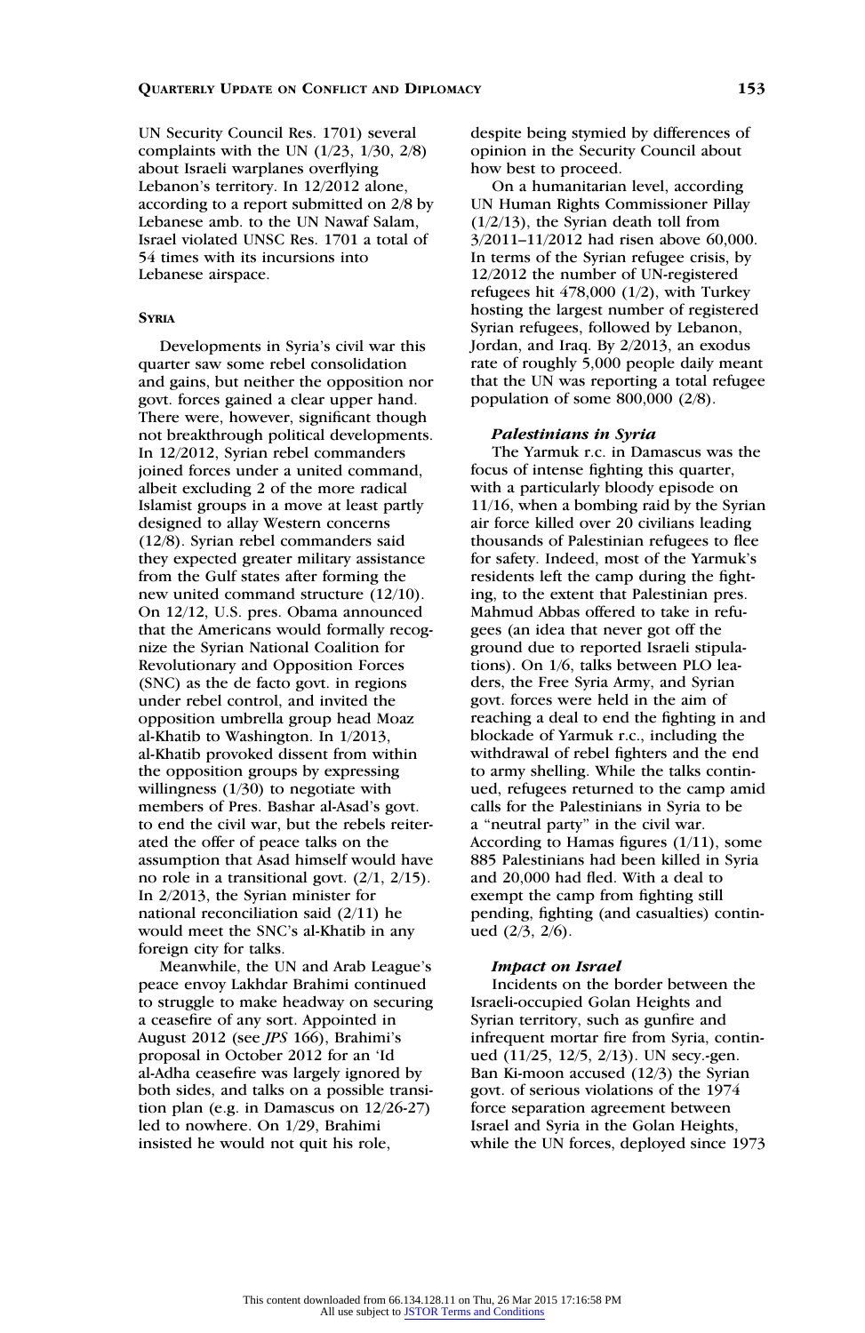UN Security Council Res. 1701) several complaints with the UN (1/23, 1/30, 2/8) about Israeli warplanes overflying Lebanon's territory. In 12/2012 alone, according to a report submitted on 2/8 by Lebanese amb. to the UN Nawaf Salam, Israel violated UNSC Res. 1701 a total of 54 times with its incursions into Lebanese airspace.

### Syria

Developments in Syria's civil war this quarter saw some rebel consolidation and gains, but neither the opposition nor govt. forces gained a clear upper hand. There were, however, significant though not breakthrough political developments. In 12/2012, Syrian rebel commanders joined forces under a united command, albeit excluding 2 of the more radical Islamist groups in a move at least partly designed to allay Western concerns (12/8). Syrian rebel commanders said they expected greater military assistance from the Gulf states after forming the new united command structure (12/10). On 12/12, U.S. pres. Obama announced that the Americans would formally recognize the Syrian National Coalition for Revolutionary and Opposition Forces (SNC) as the de facto govt. in regions under rebel control, and invited the opposition umbrella group head Moaz al-Khatib to Washington. In 1/2013, al-Khatib provoked dissent from within the opposition groups by expressing willingness (1/30) to negotiate with members of Pres. Bashar al-Asad's govt. to end the civil war, but the rebels reiterated the offer of peace talks on the assumption that Asad himself would have no role in a transitional govt. (2/1, 2/15). In 2/2013, the Syrian minister for national reconciliation said (2/11) he would meet the SNC's al-Khatib in any foreign city for talks.

Meanwhile, the UN and Arab League's peace envoy Lakhdar Brahimi continued to struggle to make headway on securing a ceasefire of any sort. Appointed in August 2012 (see *JPS* 166), Brahimi's proposal in October 2012 for an 'Id al-Adha ceasefire was largely ignored by both sides, and talks on a possible transition plan (e.g. in Damascus on 12/26-27) led to nowhere. On 1/29, Brahimi insisted he would not quit his role, despite being stymied by differences of opinion in the Security Council about how best to proceed.

On a humanitarian level, according UN Human Rights Commissioner Pillay (1/2/13), the Syrian death toll from 3/2011–11/2012 had risen above 60,000. In terms of the Syrian refugee crisis, by 12/2012 the number of UN-registered refugees hit 478,000 (1/2), with Turkey hosting the largest number of registered Syrian refugees, followed by Lebanon, Jordan, and Iraq. By 2/2013, an exodus rate of roughly 5,000 people daily meant that the UN was reporting a total refugee population of some 800,000 (2/8).

#### *Palestinians in Syria*

The Yarmuk r.c. in Damascus was the focus of intense fighting this quarter, with a particularly bloody episode on 11/16, when a bombing raid by the Syrian air force killed over 20 civilians leading thousands of Palestinian refugees to flee for safety. Indeed, most of the Yarmuk's residents left the camp during the fighting, to the extent that Palestinian pres. Mahmud Abbas offered to take in refugees (an idea that never got off the ground due to reported Israeli stipulations). On 1/6, talks between PLO leaders, the Free Syria Army, and Syrian govt. forces were held in the aim of reaching a deal to end the fighting in and blockade of Yarmuk r.c., including the withdrawal of rebel fighters and the end to army shelling. While the talks continued, refugees returned to the camp amid calls for the Palestinians in Syria to be a "neutral party" in the civil war. According to Hamas figures (1/11), some 885 Palestinians had been killed in Syria and 20,000 had fled. With a deal to exempt the camp from fighting still pending, fighting (and casualties) continued (2/3, 2/6).

#### *Impact on Israel*

Incidents on the border between the Israeli-occupied Golan Heights and Syrian territory, such as gunfire and infrequent mortar fire from Syria, continued (11/25, 12/5, 2/13). UN secy.-gen. Ban Ki-moon accused (12/3) the Syrian govt. of serious violations of the 1974 force separation agreement between Israel and Syria in the Golan Heights, while the UN forces, deployed since 1973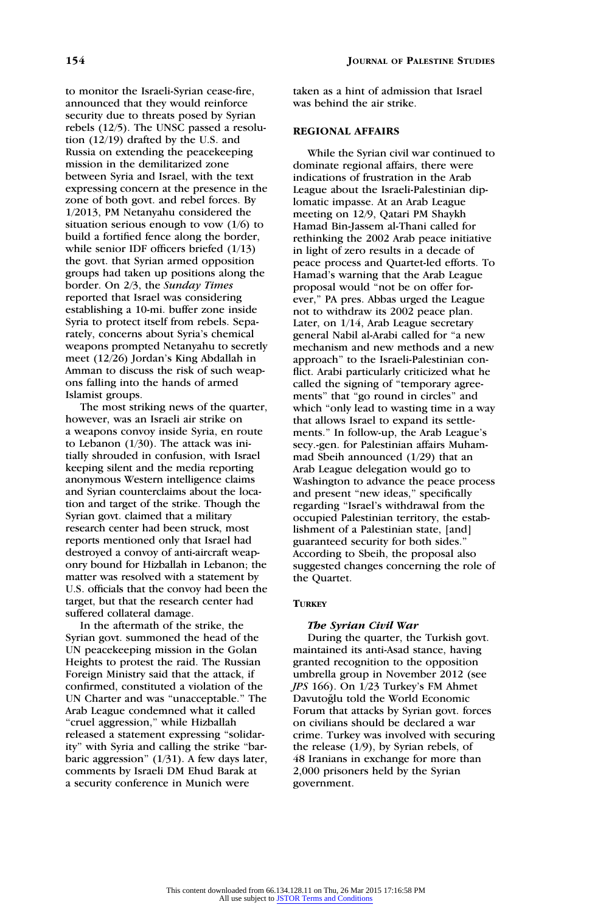to monitor the Israeli-Syrian cease-fire, announced that they would reinforce security due to threats posed by Syrian rebels (12/5). The UNSC passed a resolution (12/19) drafted by the U.S. and Russia on extending the peacekeeping mission in the demilitarized zone between Syria and Israel, with the text expressing concern at the presence in the zone of both govt. and rebel forces. By 1/2013, PM Netanyahu considered the situation serious enough to vow (1/6) to build a fortified fence along the border, while senior IDF officers briefed (1/13) the govt. that Syrian armed opposition groups had taken up positions along the border. On 2/3, the *Sunday Times* reported that Israel was considering establishing a 10-mi. buffer zone inside Syria to protect itself from rebels. Separately, concerns about Syria's chemical weapons prompted Netanyahu to secretly meet (12/26) Jordan's King Abdallah in Amman to discuss the risk of such weapons falling into the hands of armed Islamist groups.

The most striking news of the quarter, however, was an Israeli air strike on a weapons convoy inside Syria, en route to Lebanon (1/30). The attack was initially shrouded in confusion, with Israel keeping silent and the media reporting anonymous Western intelligence claims and Syrian counterclaims about the location and target of the strike. Though the Syrian govt. claimed that a military research center had been struck, most reports mentioned only that Israel had destroyed a convoy of anti-aircraft weaponry bound for Hizballah in Lebanon; the matter was resolved with a statement by U.S. officials that the convoy had been the target, but that the research center had suffered collateral damage.

In the aftermath of the strike, the Syrian govt. summoned the head of the UN peacekeeping mission in the Golan Heights to protest the raid. The Russian Foreign Ministry said that the attack, if confirmed, constituted a violation of the UN Charter and was "unacceptable." The Arab League condemned what it called "cruel aggression," while Hizballah released a statement expressing "solidarity" with Syria and calling the strike "barbaric aggression" (1/31). A few days later, comments by Israeli DM Ehud Barak at a security conference in Munich were taken as a hint of admission that Israel was behind the air strike.

## REGIONAL AFFAIRS

While the Syrian civil war continued to dominate regional affairs, there were indications of frustration in the Arab League about the Israeli-Palestinian diplomatic impasse. At an Arab League meeting on 12/9, Qatari PM Shaykh Hamad Bin-Jassem al-Thani called for rethinking the 2002 Arab peace initiative in light of zero results in a decade of peace process and Quartet-led efforts. To Hamad's warning that the Arab League proposal would "not be on offer forever," PA pres. Abbas urged the League not to withdraw its 2002 peace plan. Later, on 1/14, Arab League secretary general Nabil al-Arabi called for "a new mechanism and new methods and a new approach" to the Israeli-Palestinian conflict. Arabi particularly criticized what he called the signing of "temporary agreements" that "go round in circles" and which "only lead to wasting time in a way that allows Israel to expand its settlements." In follow-up, the Arab League's secy.-gen. for Palestinian affairs Muhammad Sbeih announced (1/29) that an Arab League delegation would go to Washington to advance the peace process and present "new ideas," specifically regarding "Israel's withdrawal from the occupied Palestinian territory, the establishment of a Palestinian state, [and] guaranteed security for both sides." According to Sbeih, the proposal also suggested changes concerning the role of the Quartet.

### TURKEY

#### *The Syrian Civil War*

During the quarter, the Turkish govt. maintained its anti-Asad stance, having granted recognition to the opposition umbrella group in November 2012 (see *JPS* 166). On 1/23 Turkey's FM Ahmet Davutoğlu told the World Economic Forum that attacks by Syrian govt. forces on civilians should be declared a war crime. Turkey was involved with securing the release (1/9), by Syrian rebels, of 48 Iranians in exchange for more than 2,000 prisoners held by the Syrian government.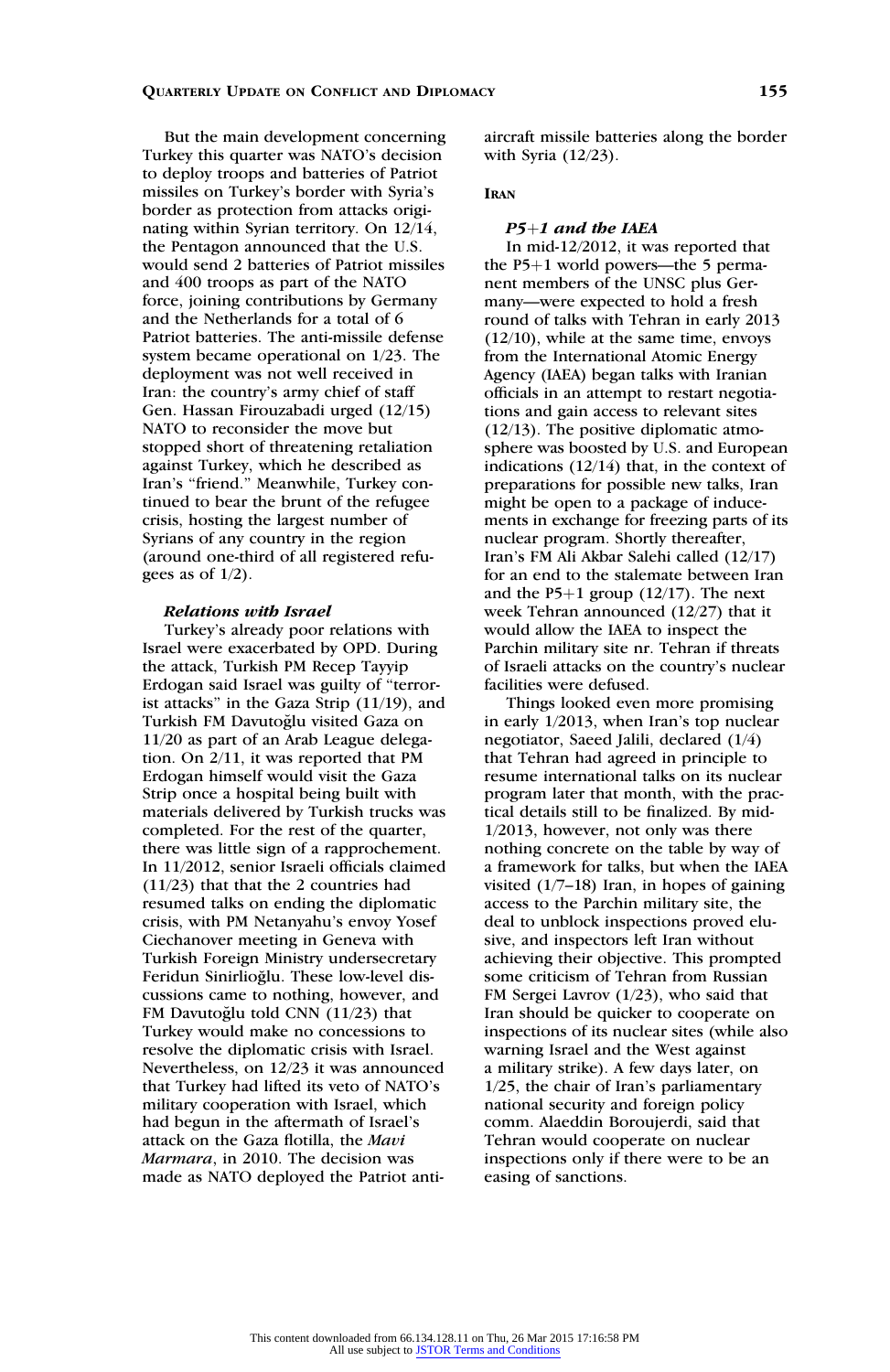But the main development concerning Turkey this quarter was NATO's decision to deploy troops and batteries of Patriot missiles on Turkey's border with Syria's border as protection from attacks originating within Syrian territory. On 12/14, the Pentagon announced that the U.S. would send 2 batteries of Patriot missiles and 400 troops as part of the NATO force, joining contributions by Germany and the Netherlands for a total of 6 Patriot batteries. The anti-missile defense system became operational on 1/23. The deployment was not well received in Iran: the country's army chief of staff Gen. Hassan Firouzabadi urged (12/15) NATO to reconsider the move but stopped short of threatening retaliation against Turkey, which he described as Iran's "friend." Meanwhile, Turkey continued to bear the brunt of the refugee crisis, hosting the largest number of Syrians of any country in the region (around one-third of all registered refugees as of 1/2).

#### *Relations with Israel*

Turkey's already poor relations with Israel were exacerbated by OPD. During the attack, Turkish PM Recep Tayyip Erdogan said Israel was guilty of "terrorist attacks" in the Gaza Strip (11/19), and Turkish FM Davutoğlu visited Gaza on 11/20 as part of an Arab League delegation. On 2/11, it was reported that PM Erdogan himself would visit the Gaza Strip once a hospital being built with materials delivered by Turkish trucks was completed. For the rest of the quarter, there was little sign of a rapprochement. In 11/2012, senior Israeli officials claimed (11/23) that that the 2 countries had resumed talks on ending the diplomatic crisis, with PM Netanyahu's envoy Yosef Ciechanover meeting in Geneva with Turkish Foreign Ministry undersecretary Feridun Sinirlioğlu. These low-level discussions came to nothing, however, and FM Davutoğlu told CNN (11/23) that Turkey would make no concessions to resolve the diplomatic crisis with Israel. Nevertheless, on 12/23 it was announced that Turkey had lifted its veto of NATO's military cooperation with Israel, which had begun in the aftermath of Israel's attack on the Gaza flotilla, the *Mavi Marmara*, in 2010. The decision was made as NATO deployed the Patriot anti-aircraft missile batteries along the border with Syria (12/23).

### IRAN

#### *P5+1 and the IAEA*

In mid-12/2012, it was reported that the P5+1 world powers—the 5 permanent members of the UNSC plus Germany—were expected to hold a fresh round of talks with Tehran in early 2013 (12/10), while at the same time, envoys from the International Atomic Energy Agency (IAEA) began talks with Iranian officials in an attempt to restart negotiations and gain access to relevant sites (12/13). The positive diplomatic atmosphere was boosted by U.S. and European indications (12/14) that, in the context of preparations for possible new talks, Iran might be open to a package of inducements in exchange for freezing parts of its nuclear program. Shortly thereafter, Iran's FM Ali Akbar Salehi called (12/17) for an end to the stalemate between Iran and the P5+1 group (12/17). The next week Tehran announced (12/27) that it would allow the IAEA to inspect the Parchin military site nr. Tehran if threats of Israeli attacks on the country's nuclear facilities were defused.

Things looked even more promising in early 1/2013, when Iran's top nuclear negotiator, Saeed Jalili, declared (1/4) that Tehran had agreed in principle to resume international talks on its nuclear program later that month, with the practical details still to be finalized. By mid-1/2013, however, not only was there nothing concrete on the table by way of a framework for talks, but when the IAEA visited (1/7–18) Iran, in hopes of gaining access to the Parchin military site, the deal to unblock inspections proved elusive, and inspectors left Iran without achieving their objective. This prompted some criticism of Tehran from Russian FM Sergei Lavrov (1/23), who said that Iran should be quicker to cooperate on inspections of its nuclear sites (while also warning Israel and the West against a military strike). A few days later, on 1/25, the chair of Iran's parliamentary national security and foreign policy comm. Alaeddin Boroujerdi, said that Tehran would cooperate on nuclear inspections only if there were to be an easing of sanctions.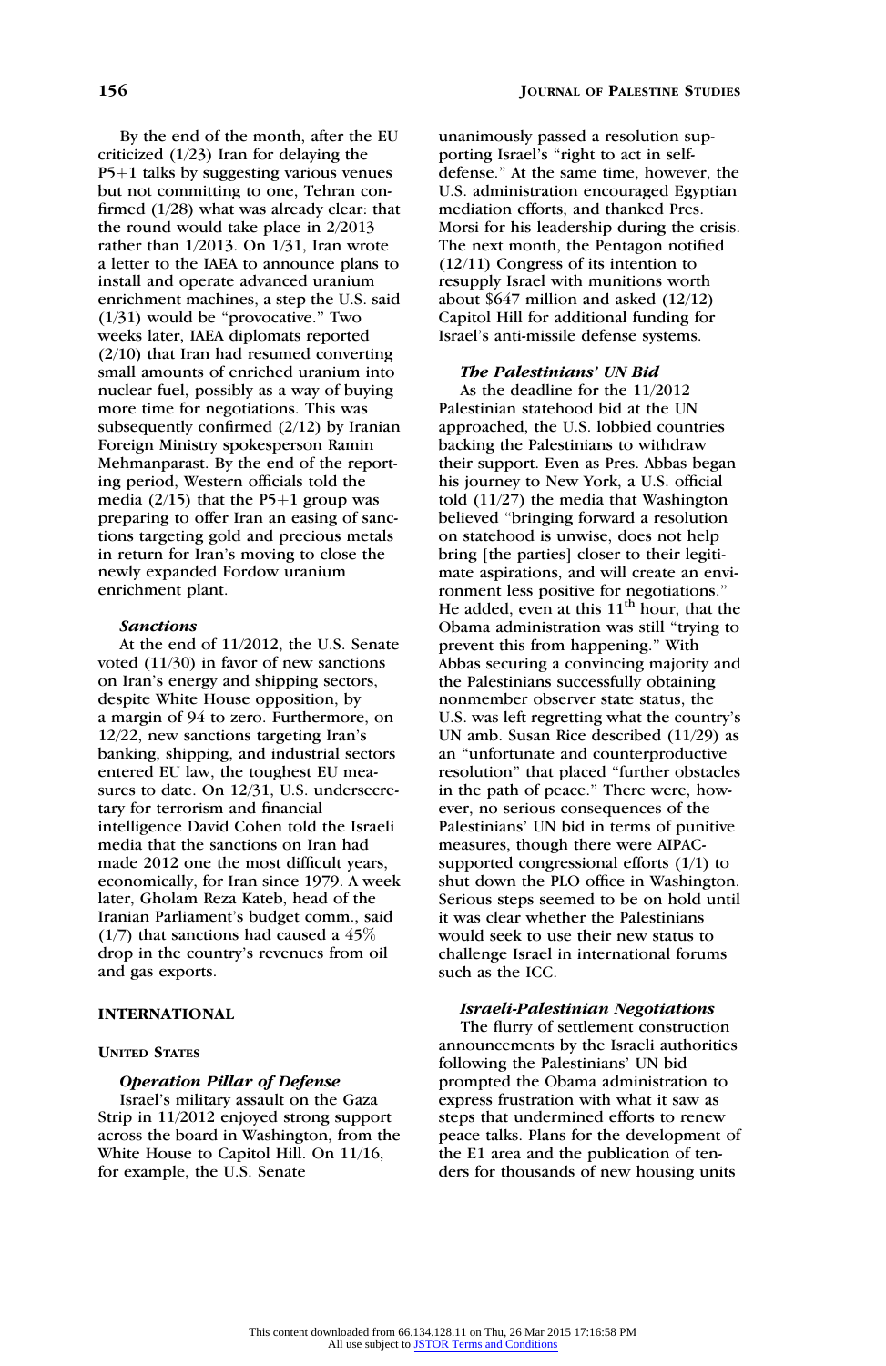By the end of the month, after the EU criticized (1/23) Iran for delaying the P5+1 talks by suggesting various venues but not committing to one, Tehran confirmed (1/28) what was already clear: that the round would take place in 2/2013 rather than 1/2013. On 1/31, Iran wrote a letter to the IAEA to announce plans to install and operate advanced uranium enrichment machines, a step the U.S. said (1/31) would be "provocative." Two weeks later, IAEA diplomats reported (2/10) that Iran had resumed converting small amounts of enriched uranium into nuclear fuel, possibly as a way of buying more time for negotiations. This was subsequently confirmed (2/12) by Iranian Foreign Ministry spokesperson Ramin Mehmanparast. By the end of the reporting period, Western officials told the media (2/15) that the P5+1 group was preparing to offer Iran an easing of sanctions targeting gold and precious metals in return for Iran's moving to close the newly expanded Fordow uranium enrichment plant.

### *Sanctions*

At the end of 11/2012, the U.S. Senate voted (11/30) in favor of new sanctions on Iran's energy and shipping sectors, despite White House opposition, by a margin of 94 to zero. Furthermore, on 12/22, new sanctions targeting Iran's banking, shipping, and industrial sectors entered EU law, the toughest EU measures to date. On 12/31, U.S. undersecretary for terrorism and financial intelligence David Cohen told the Israeli media that the sanctions on Iran had made 2012 one the most difficult years, economically, for Iran since 1979. A week later, Gholam Reza Kateb, head of the Iranian Parliament's budget comm., said (1/7) that sanctions had caused a 45% drop in the country's revenues from oil and gas exports.

## INTERNATIONAL

### UNITED STATES

### *Operation Pillar of Defense*

Israel's military assault on the Gaza Strip in 11/2012 enjoyed strong support across the board in Washington, from the White House to Capitol Hill. On 11/16, for example, the U.S. Senate unanimously passed a resolution supporting Israel's "right to act in self-defense." At the same time, however, the U.S. administration encouraged Egyptian mediation efforts, and thanked Pres. Morsi for his leadership during the crisis. The next month, the Pentagon notified (12/11) Congress of its intention to resupply Israel with munitions worth about $647 million and asked (12/12) Capitol Hill for additional funding for Israel's anti-missile defense systems.

### *The Palestinians' UN Bid*

As the deadline for the 11/2012 Palestinian statehood bid at the UN approached, the U.S. lobbied countries backing the Palestinians to withdraw their support. Even as Pres. Abbas began his journey to New York, a U.S. official told (11/27) the media that Washington believed "bringing forward a resolution on statehood is unwise, does not help bring [the parties] closer to their legitimate aspirations, and will create an environment less positive for negotiations." He added, even at this 11th hour, that the Obama administration was still "trying to prevent this from happening." With Abbas securing a convincing majority and the Palestinians successfully obtaining nonmember observer state status, the U.S. was left regretting what the country's UN amb. Susan Rice described (11/29) as an "unfortunate and counterproductive resolution" that placed "further obstacles in the path of peace." There were, however, no serious consequences of the Palestinians' UN bid in terms of punitive measures, though there were AIPAC-supported congressional efforts (1/1) to shut down the PLO office in Washington. Serious steps seemed to be on hold until it was clear whether the Palestinians would seek to use their new status to challenge Israel in international forums such as the ICC.

### *Israeli-Palestinian Negotiations*

The flurry of settlement construction announcements by the Israeli authorities following the Palestinians' UN bid prompted the Obama administration to express frustration with what it saw as steps that undermined efforts to renew peace talks. Plans for the development of the E1 area and the publication of tenders for thousands of new housing units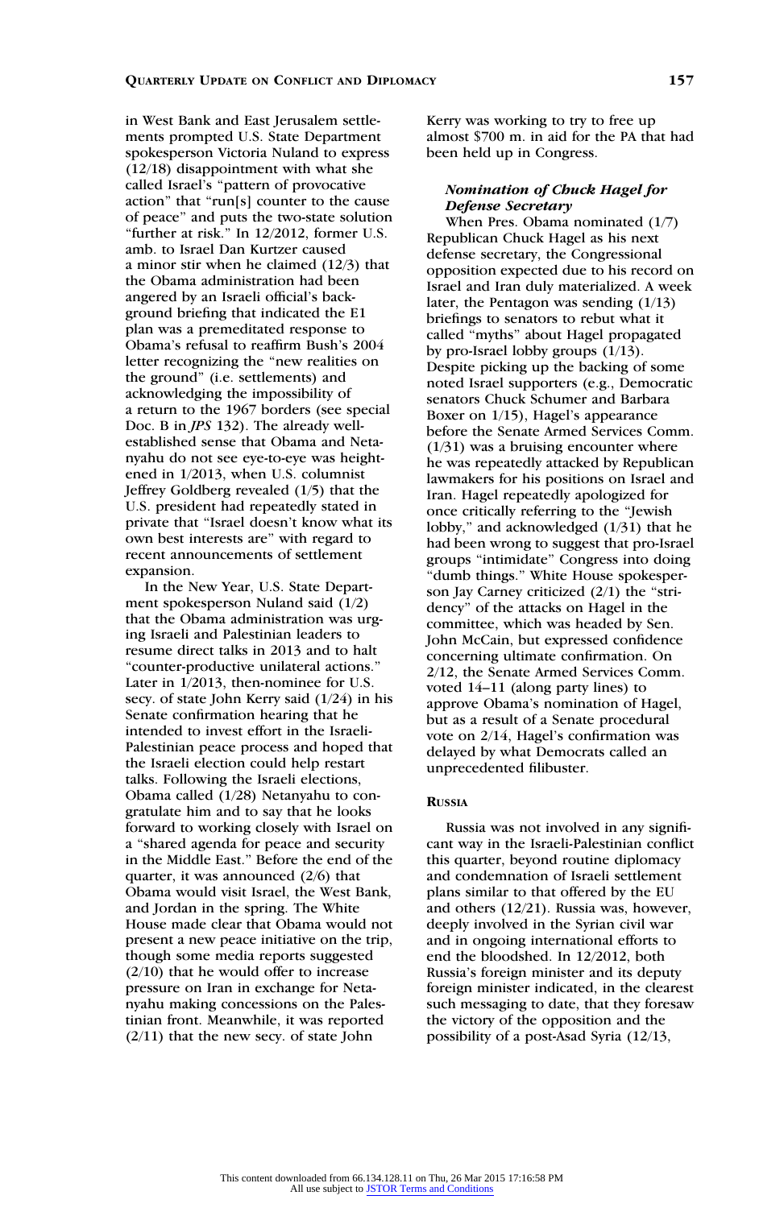in West Bank and East Jerusalem settlements prompted U.S. State Department spokesperson Victoria Nuland to express (12/18) disappointment with what she called Israel's "pattern of provocative action" that "run[s] counter to the cause of peace" and puts the two-state solution "further at risk." In 12/2012, former U.S. amb. to Israel Dan Kurtzer caused a minor stir when he claimed (12/3) that the Obama administration had been angered by an Israeli official's background briefing that indicated the E1 plan was a premeditated response to Obama's refusal to reaffirm Bush's 2004 letter recognizing the "new realities on the ground" (i.e. settlements) and acknowledging the impossibility of a return to the 1967 borders (see special Doc. B in *JPS* 132). The already well-established sense that Obama and Netanyahu do not see eye-to-eye was heightened in 1/2013, when U.S. columnist Jeffrey Goldberg revealed (1/5) that the U.S. president had repeatedly stated in private that "Israel doesn't know what its own best interests are" with regard to recent announcements of settlement expansion.

In the New Year, U.S. State Department spokesperson Nuland said (1/2) that the Obama administration was urging Israeli and Palestinian leaders to resume direct talks in 2013 and to halt "counter-productive unilateral actions." Later in 1/2013, then-nominee for U.S. secy. of state John Kerry said (1/24) in his Senate confirmation hearing that he intended to invest effort in the Israeli-Palestinian peace process and hoped that the Israeli election could help restart talks. Following the Israeli elections, Obama called (1/28) Netanyahu to congratulate him and to say that he looks forward to working closely with Israel on a "shared agenda for peace and security in the Middle East." Before the end of the quarter, it was announced (2/6) that Obama would visit Israel, the West Bank, and Jordan in the spring. The White House made clear that Obama would not present a new peace initiative on the trip, though some media reports suggested (2/10) that he would offer to increase pressure on Iran in exchange for Netanyahu making concessions on the Palestinian front. Meanwhile, it was reported (2/11) that the new secy. of state John Kerry was working to try to free up almost $700 m. in aid for the PA that had been held up in Congress.

### *Nomination of Chuck Hagel for Defense Secretary*

When Pres. Obama nominated (1/7) Republican Chuck Hagel as his next defense secretary, the Congressional opposition expected due to his record on Israel and Iran duly materialized. A week later, the Pentagon was sending (1/13) briefings to senators to rebut what it called "myths" about Hagel propagated by pro-Israel lobby groups (1/13). Despite picking up the backing of some noted Israel supporters (e.g., Democratic senators Chuck Schumer and Barbara Boxer on 1/15), Hagel's appearance before the Senate Armed Services Comm. (1/31) was a bruising encounter where he was repeatedly attacked by Republican lawmakers for his positions on Israel and Iran. Hagel repeatedly apologized for once critically referring to the "Jewish lobby," and acknowledged (1/31) that he had been wrong to suggest that pro-Israel groups "intimidate" Congress into doing "dumb things." White House spokesperson Jay Carney criticized (2/1) the "stridency" of the attacks on Hagel in the committee, which was headed by Sen. John McCain, but expressed confidence concerning ultimate confirmation. On 2/12, the Senate Armed Services Comm. voted 14–11 (along party lines) to approve Obama's nomination of Hagel, but as a result of a Senate procedural vote on 2/14, Hagel's confirmation was delayed by what Democrats called an unprecedented filibuster.

## Russia

Russia was not involved in any significant way in the Israeli-Palestinian conflict this quarter, beyond routine diplomacy and condemnation of Israeli settlement plans similar to that offered by the EU and others (12/21). Russia was, however, deeply involved in the Syrian civil war and in ongoing international efforts to end the bloodshed. In 12/2012, both Russia's foreign minister and its deputy foreign minister indicated, in the clearest such messaging to date, that they foresaw the victory of the opposition and the possibility of a post-Asad Syria (12/13,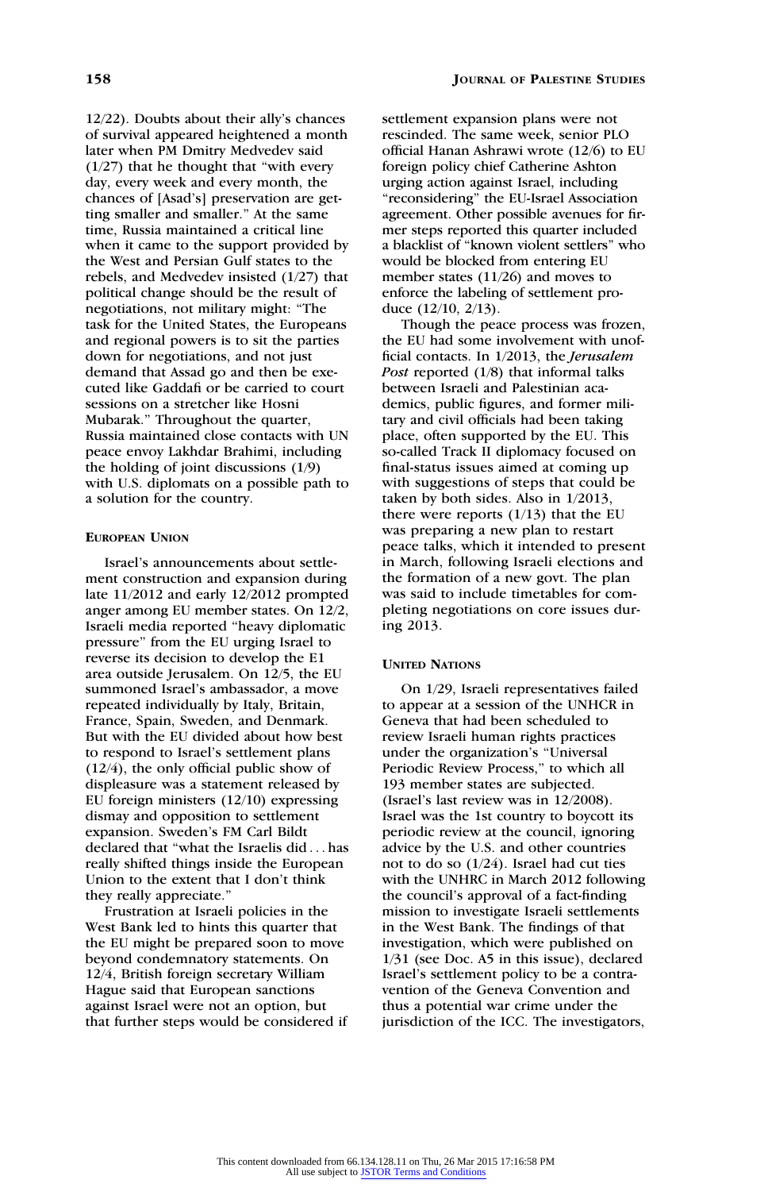12/22). Doubts about their ally's chances of survival appeared heightened a month later when PM Dmitry Medvedev said (1/27) that he thought that "with every day, every week and every month, the chances of [Asad's] preservation are getting smaller and smaller." At the same time, Russia maintained a critical line when it came to the support provided by the West and Persian Gulf states to the rebels, and Medvedev insisted (1/27) that political change should be the result of negotiations, not military might: "The task for the United States, the Europeans and regional powers is to sit the parties down for negotiations, and not just demand that Assad go and then be executed like Gaddafi or be carried to court sessions on a stretcher like Hosni Mubarak." Throughout the quarter, Russia maintained close contacts with UN peace envoy Lakhdar Brahimi, including the holding of joint discussions (1/9) with U.S. diplomats on a possible path to a solution for the country.

### European Union

Israel's announcements about settlement construction and expansion during late 11/2012 and early 12/2012 prompted anger among EU member states. On 12/2, Israeli media reported "heavy diplomatic pressure" from the EU urging Israel to reverse its decision to develop the E1 area outside Jerusalem. On 12/5, the EU summoned Israel's ambassador, a move repeated individually by Italy, Britain, France, Spain, Sweden, and Denmark. But with the EU divided about how best to respond to Israel's settlement plans (12/4), the only official public show of displeasure was a statement released by EU foreign ministers (12/10) expressing dismay and opposition to settlement expansion. Sweden's FM Carl Bildt declared that "what the Israelis did . . . has really shifted things inside the European Union to the extent that I don't think they really appreciate."

Frustration at Israeli policies in the West Bank led to hints this quarter that the EU might be prepared soon to move beyond condemnatory statements. On 12/4, British foreign secretary William Hague said that European sanctions against Israel were not an option, but that further steps would be considered if settlement expansion plans were not rescinded. The same week, senior PLO official Hanan Ashrawi wrote (12/6) to EU foreign policy chief Catherine Ashton urging action against Israel, including "reconsidering" the EU-Israel Association agreement. Other possible avenues for firmer steps reported this quarter included a blacklist of "known violent settlers" who would be blocked from entering EU member states (11/26) and moves to enforce the labeling of settlement produce (12/10, 2/13).

Though the peace process was frozen, the EU had some involvement with unofficial contacts. In 1/2013, the *Jerusalem Post* reported (1/8) that informal talks between Israeli and Palestinian academics, public figures, and former military and civil officials had been taking place, often supported by the EU. This so-called Track II diplomacy focused on final-status issues aimed at coming up with suggestions of steps that could be taken by both sides. Also in 1/2013, there were reports (1/13) that the EU was preparing a new plan to restart peace talks, which it intended to present in March, following Israeli elections and the formation of a new govt. The plan was said to include timetables for completing negotiations on core issues during 2013.

### United Nations

On 1/29, Israeli representatives failed to appear at a session of the UNHCR in Geneva that had been scheduled to review Israeli human rights practices under the organization's "Universal Periodic Review Process," to which all 193 member states are subjected. (Israel's last review was in 12/2008). Israel was the 1st country to boycott its periodic review at the council, ignoring advice by the U.S. and other countries not to do so (1/24). Israel had cut ties with the UNHRC in March 2012 following the council's approval of a fact-finding mission to investigate Israeli settlements in the West Bank. The findings of that investigation, which were published on 1/31 (see Doc. A5 in this issue), declared Israel's settlement policy to be a contravention of the Geneva Convention and thus a potential war crime under the jurisdiction of the ICC. The investigators,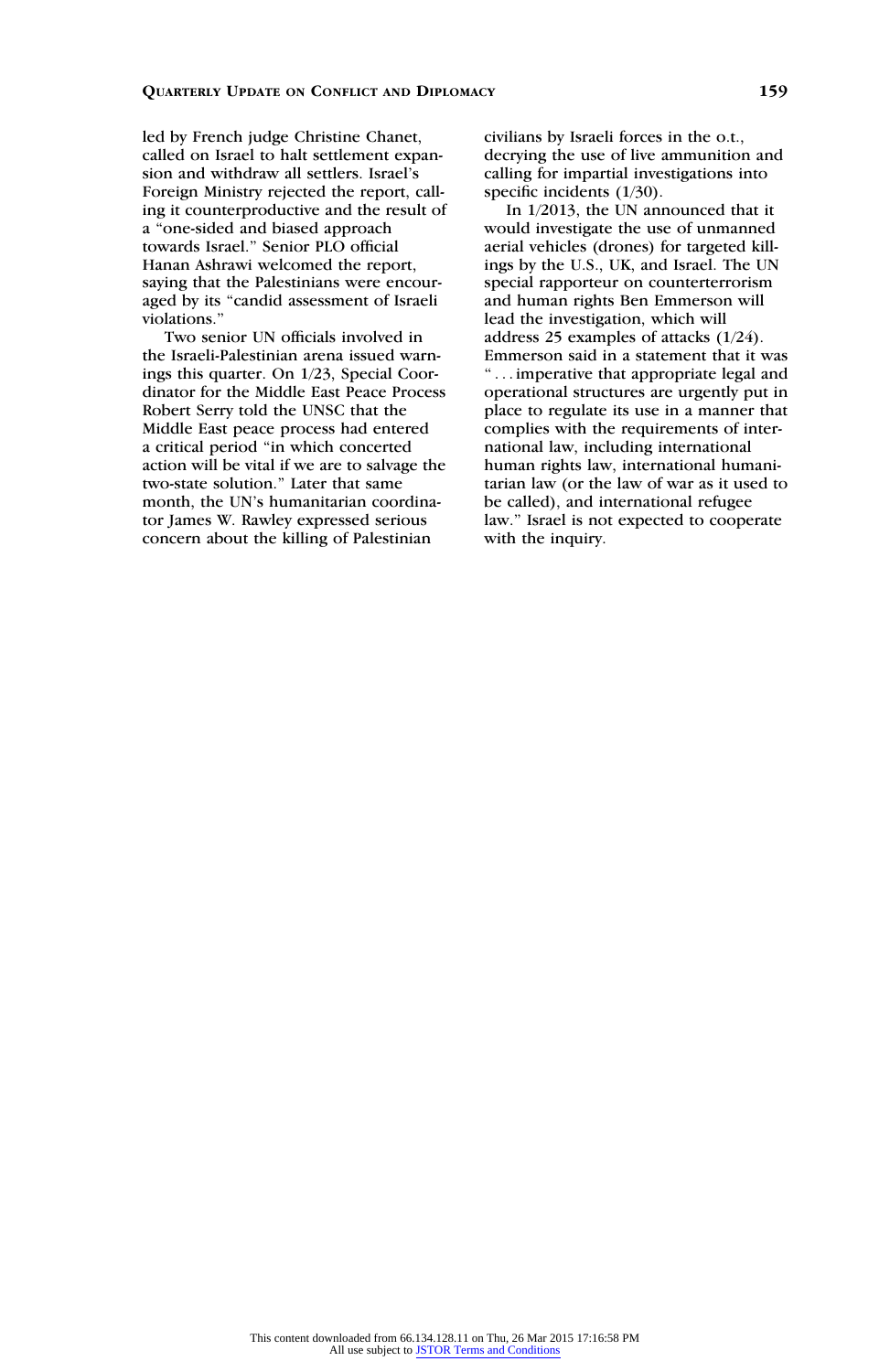led by French judge Christine Chanet, called on Israel to halt settlement expansion and withdraw all settlers. Israel's Foreign Ministry rejected the report, calling it counterproductive and the result of a "one-sided and biased approach towards Israel." Senior PLO official Hanan Ashrawi welcomed the report, saying that the Palestinians were encouraged by its "candid assessment of Israeli violations."

Two senior UN officials involved in the Israeli-Palestinian arena issued warnings this quarter. On 1/23, Special Coordinator for the Middle East Peace Process Robert Serry told the UNSC that the Middle East peace process had entered a critical period "in which concerted action will be vital if we are to salvage the two-state solution." Later that same month, the UN's humanitarian coordinator James W. Rawley expressed serious concern about the killing of Palestinian civilians by Israeli forces in the o.t., decrying the use of live ammunition and calling for impartial investigations into specific incidents (1/30).

In 1/2013, the UN announced that it would investigate the use of unmanned aerial vehicles (drones) for targeted killings by the U.S., UK, and Israel. The UN special rapporteur on counterterrorism and human rights Ben Emmerson will lead the investigation, which will address 25 examples of attacks (1/24). Emmerson said in a statement that it was "...imperative that appropriate legal and operational structures are urgently put in place to regulate its use in a manner that complies with the requirements of international law, including international human rights law, international humanitarian law (or the law of war as it used to be called), and international refugee law." Israel is not expected to cooperate with the inquiry.